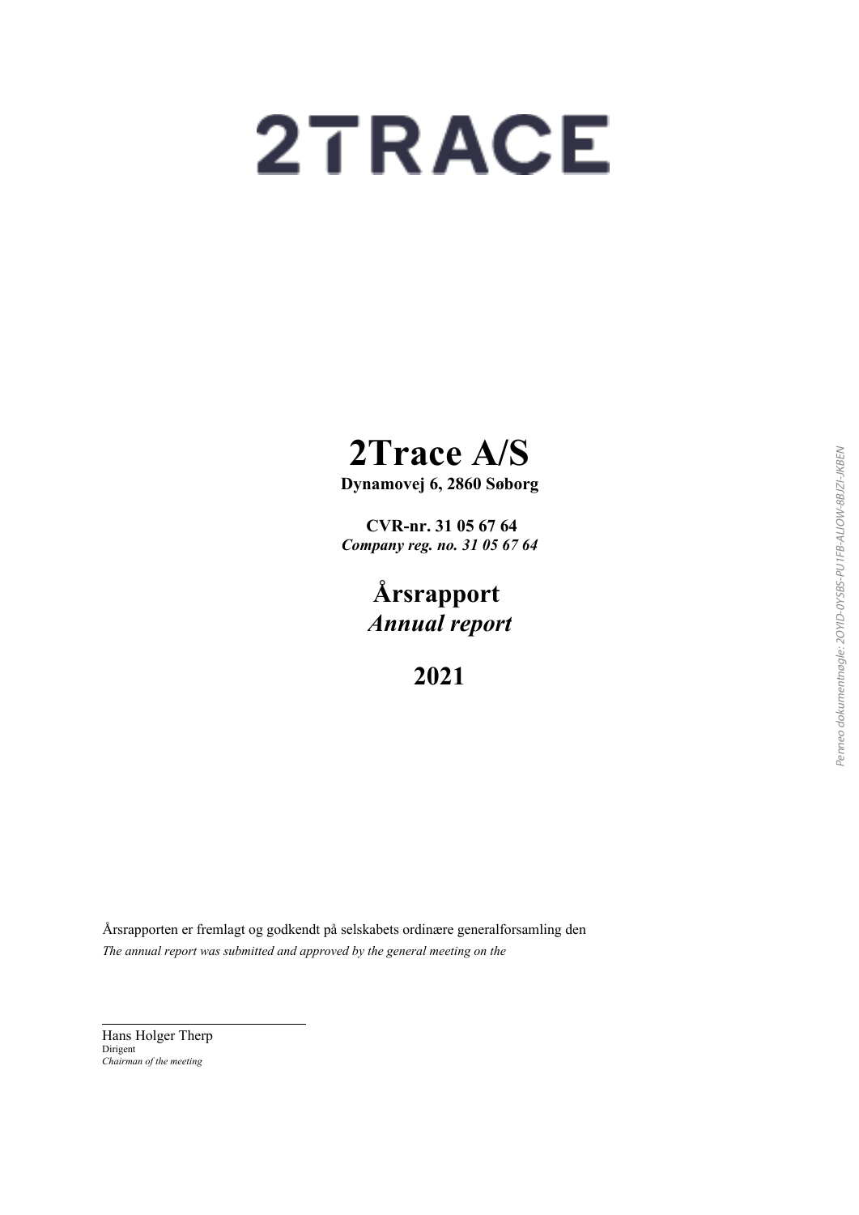# 2TRACE

# 2Trace A/S

**Dynamovej 6, 2860 Søborg**

**CVR-nr. 31 05 67 64**
***Company reg. no. 31 05 67 64***

## Årsrapport
## *Annual report*

## 2021

Årsrapporten er fremlagt og godkendt på selskabets ordinære generalforsamling den
*The annual report was submitted and approved by the general meeting on the*

Hans Holger Therp
Dirigent
*Chairman of the meeting*

Penneo dokumentnøgle: 2OYID-0YSBS-PU1FB-AUOW-8BJZI-JKBEN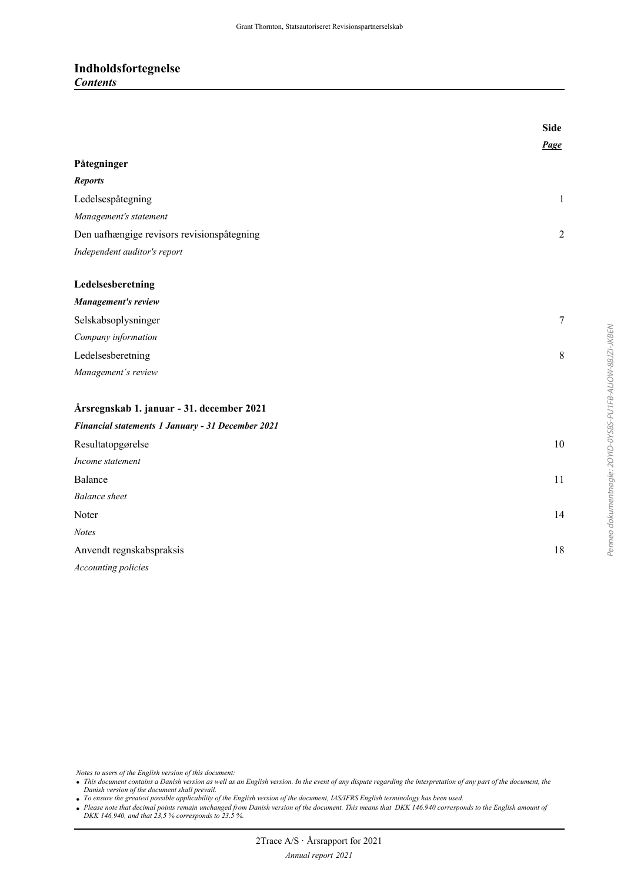# Indholdsfortegnelse
***Contents***

| | **Side** |
|---|---|
| | ***Page*** |
| **Påtegninger** | |
| ***Reports*** | |
| Ledelsespåtegning | 1 |
| *Management's statement* | |
| Den uafhængige revisors revisionspåtegning | 2 |
| *Independent auditor's report* | |
| | |
| **Ledelsesberetning** | |
| ***Management's review*** | |
| Selskabsoplysninger | 7 |
| *Company information* | |
| Ledelsesberetning | 8 |
| *Management´s review* | |
| | |
| **Årsregnskab 1. januar - 31. december 2021** | |
| ***Financial statements 1 January - 31 December 2021*** | |
| Resultatopgørelse | 10 |
| *Income statement* | |
| Balance | 11 |
| *Balance sheet* | |
| Noter | 14 |
| *Notes* | |
| Anvendt regnskabspraksis | 18 |
| *Accounting policies* | |

*Notes to users of the English version of this document:*

- *This document contains a Danish version as well as an English version. In the event of any dispute regarding the interpretation of any part of the document, the Danish version of the document shall prevail.*
- *To ensure the greatest possible applicability of the English version of the document, IAS/IFRS English terminology has been used.*
- *Please note that decimal points remain unchanged from Danish version of the document. This means that DKK 146.940 corresponds to the English amount of DKK 146,940, and that 23,5 % corresponds to 23.5 %.*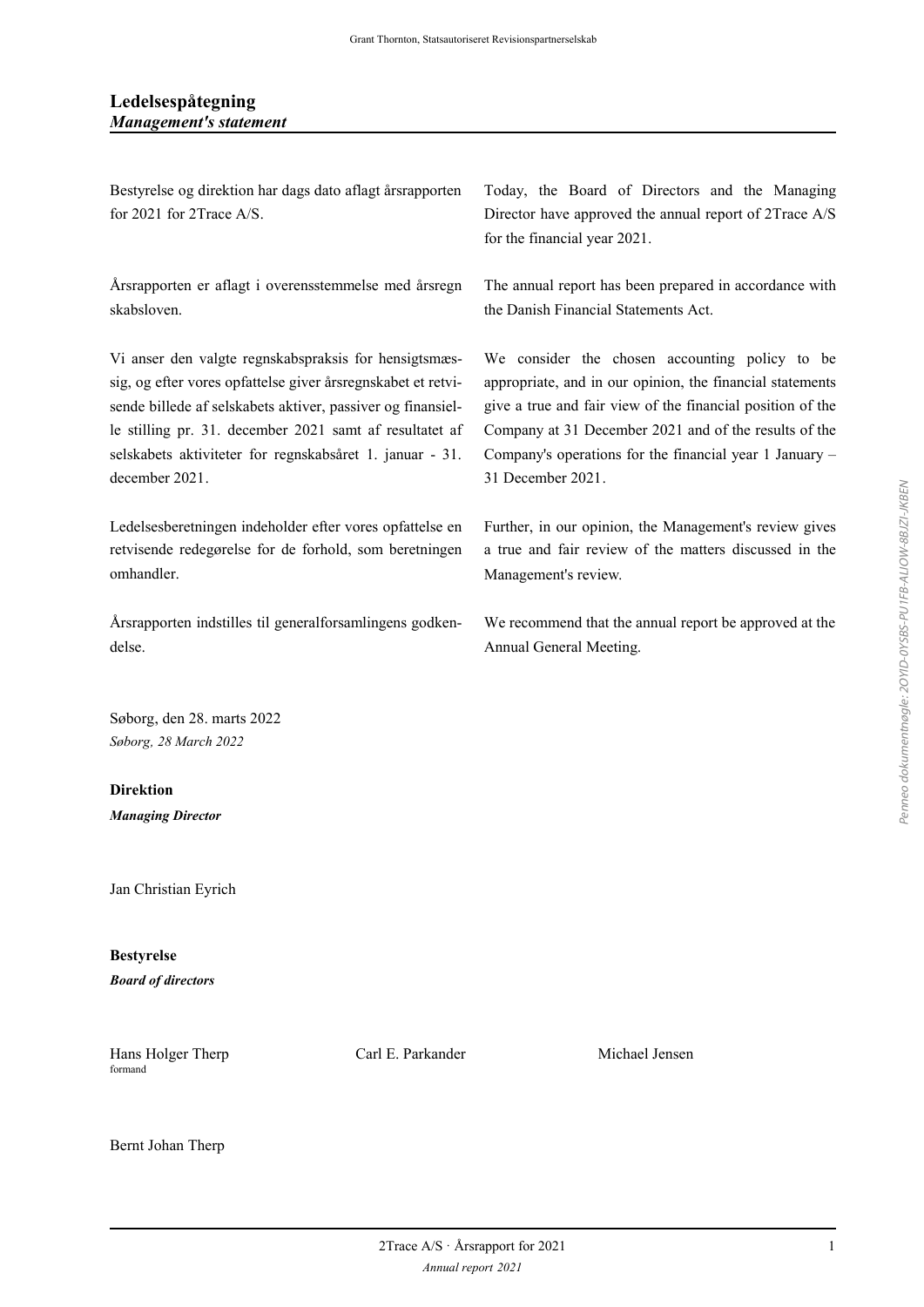## Ledelsespåtegning
### *Management's statement*

Bestyrelse og direktion har dags dato aflagt årsrapporten for 2021 for 2Trace A/S.

Today, the Board of Directors and the Managing Director have approved the annual report of 2Trace A/S for the financial year 2021.

Årsrapporten er aflagt i overensstemmelse med årsregnskabsloven.

The annual report has been prepared in accordance with the Danish Financial Statements Act.

Vi anser den valgte regnskabspraksis for hensigtsmæssig, og efter vores opfattelse giver årsregnskabet et retvisende billede af selskabets aktiver, passiver og finansielle stilling pr. 31. december 2021 samt af resultatet af selskabets aktiviteter for regnskabsåret 1. januar - 31. december 2021.

We consider the chosen accounting policy to be appropriate, and in our opinion, the financial statements give a true and fair view of the financial position of the Company at 31 December 2021 and of the results of the Company's operations for the financial year 1 January – 31 December 2021.

Ledelsesberetningen indeholder efter vores opfattelse en retvisende redegørelse for de forhold, som beretningen omhandler.

Further, in our opinion, the Management's review gives a true and fair review of the matters discussed in the Management's review.

Årsrapporten indstilles til generalforsamlingens godkendelse.

We recommend that the annual report be approved at the Annual General Meeting.

Søborg, den 28. marts 2022
*Søborg, 28 March 2022*

**Direktion**
***Managing Director***

Jan Christian Eyrich

**Bestyrelse**
***Board of directors***

Hans Holger Therp
formand

Carl E. Parkander

Michael Jensen

Bernt Johan Therp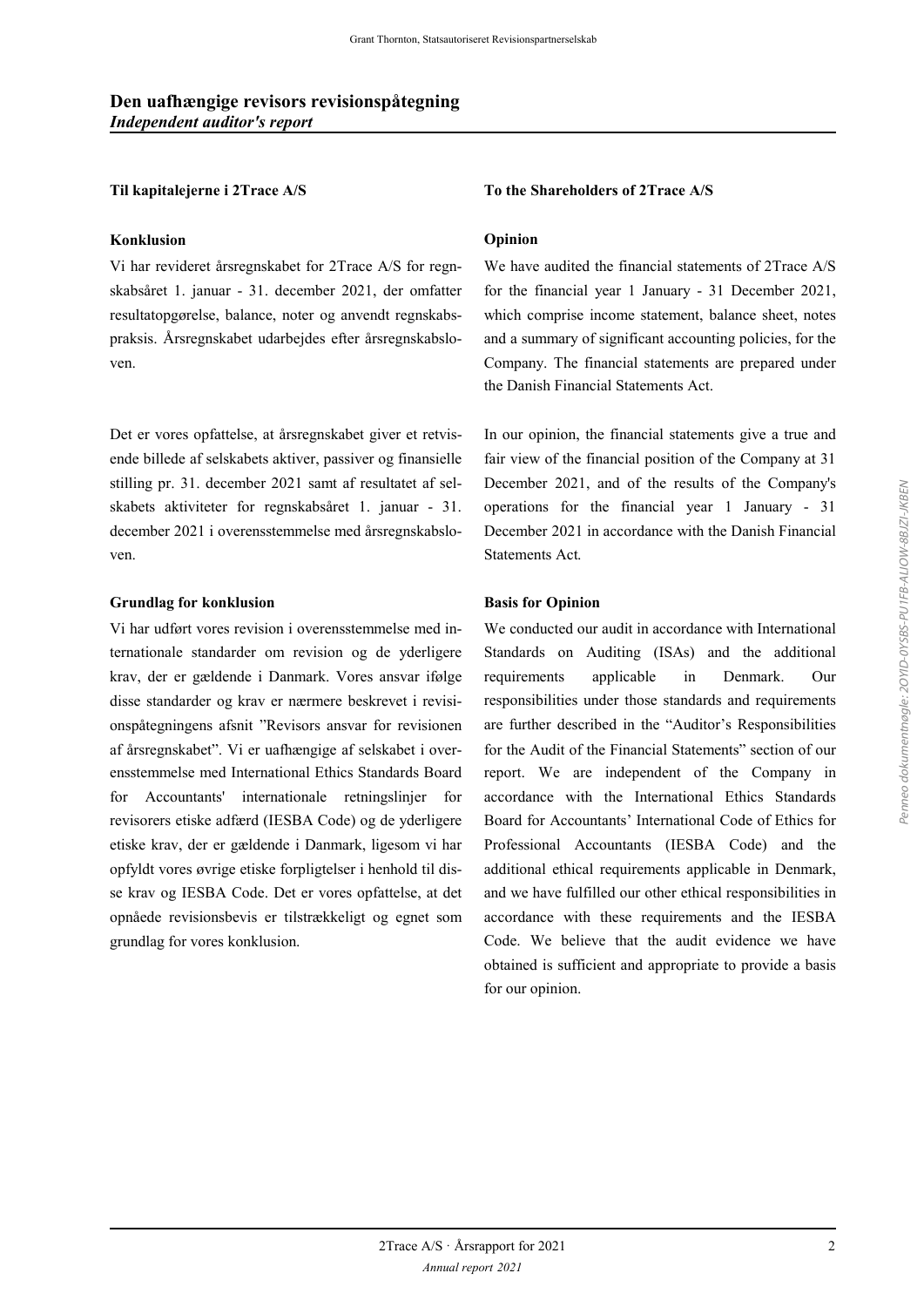# Den uafhængige revisors revisionspåtegning
*Independent auditor's report*

**Til kapitalejerne i 2Trace A/S**

**Konklusion**

Vi har revideret årsregnskabet for 2Trace A/S for regnskabsåret 1. januar - 31. december 2021, der omfatter resultatopgørelse, balance, noter og anvendt regnskabspraksis. Årsregnskabet udarbejdes efter årsregnskabsloven.

Det er vores opfattelse, at årsregnskabet giver et retvisende billede af selskabets aktiver, passiver og finansielle stilling pr. 31. december 2021 samt af resultatet af selskabets aktiviteter for regnskabsåret 1. januar - 31. december 2021 i overensstemmelse med årsregnskabsloven.

**Grundlag for konklusion**

Vi har udført vores revision i overensstemmelse med internationale standarder om revision og de yderligere krav, der er gældende i Danmark. Vores ansvar ifølge disse standarder og krav er nærmere beskrevet i revisionspåtegningens afsnit "Revisors ansvar for revisionen af årsregnskabet". Vi er uafhængige af selskabet i overensstemmelse med International Ethics Standards Board for Accountants' internationale retningslinjer for revisorers etiske adfærd (IESBA Code) og de yderligere etiske krav, der er gældende i Danmark, ligesom vi har opfyldt vores øvrige etiske forpligtelser i henhold til disse krav og IESBA Code. Det er vores opfattelse, at det opnåede revisionsbevis er tilstrækkeligt og egnet som grundlag for vores konklusion.

**To the Shareholders of 2Trace A/S**

**Opinion**

We have audited the financial statements of 2Trace A/S for the financial year 1 January - 31 December 2021, which comprise income statement, balance sheet, notes and a summary of significant accounting policies, for the Company. The financial statements are prepared under the Danish Financial Statements Act.

In our opinion, the financial statements give a true and fair view of the financial position of the Company at 31 December 2021, and of the results of the Company's operations for the financial year 1 January - 31 December 2021 in accordance with the Danish Financial Statements Act.

**Basis for Opinion**

We conducted our audit in accordance with International Standards on Auditing (ISAs) and the additional requirements applicable in Denmark. Our responsibilities under those standards and requirements are further described in the "Auditor's Responsibilities for the Audit of the Financial Statements" section of our report. We are independent of the Company in accordance with the International Ethics Standards Board for Accountants' International Code of Ethics for Professional Accountants (IESBA Code) and the additional ethical requirements applicable in Denmark, and we have fulfilled our other ethical responsibilities in accordance with these requirements and the IESBA Code. We believe that the audit evidence we have obtained is sufficient and appropriate to provide a basis for our opinion.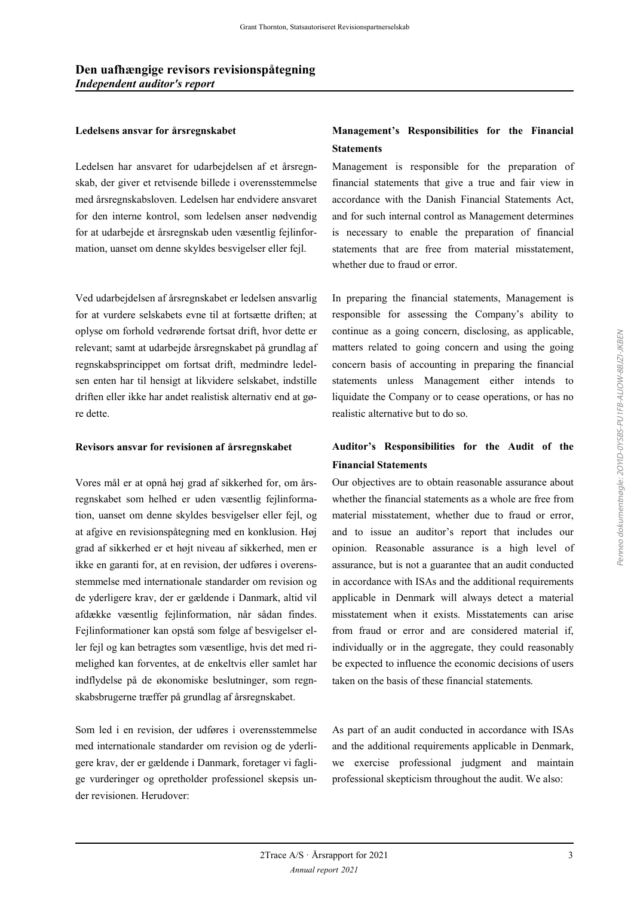## Den uafhængige revisors revisionspåtegning
### *Independent auditor's report*

**Ledelsens ansvar for årsregnskabet**

Ledelsen har ansvaret for udarbejdelsen af et årsregnskab, der giver et retvisende billede i overensstemmelse med årsregnskabsloven. Ledelsen har endvidere ansvaret for den interne kontrol, som ledelsen anser nødvendig for at udarbejde et årsregnskab uden væsentlig fejlinformation, uanset om denne skyldes besvigelser eller fejl.

Ved udarbejdelsen af årsregnskabet er ledelsen ansvarlig for at vurdere selskabets evne til at fortsætte driften; at oplyse om forhold vedrørende fortsat drift, hvor dette er relevant; samt at udarbejde årsregnskabet på grundlag af regnskabsprincippet om fortsat drift, medmindre ledelsen enten har til hensigt at likvidere selskabet, indstille driften eller ikke har andet realistisk alternativ end at gøre dette.

**Revisors ansvar for revisionen af årsregnskabet**

Vores mål er at opnå høj grad af sikkerhed for, om årsregnskabet som helhed er uden væsentlig fejlinformation, uanset om denne skyldes besvigelser eller fejl, og at afgive en revisionspåtegning med en konklusion. Høj grad af sikkerhed er et højt niveau af sikkerhed, men er ikke en garanti for, at en revision, der udføres i overensstemmelse med internationale standarder om revision og de yderligere krav, der er gældende i Danmark, altid vil afdække væsentlig fejlinformation, når sådan findes. Fejlinformationer kan opstå som følge af besvigelser eller fejl og kan betragtes som væsentlige, hvis det med rimelighed kan forventes, at de enkeltvis eller samlet har indflydelse på de økonomiske beslutninger, som regnskabsbrugerne træffer på grundlag af årsregnskabet.

Som led i en revision, der udføres i overensstemmelse med internationale standarder om revision og de yderligere krav, der er gældende i Danmark, foretager vi faglige vurderinger og opretholder professionel skepsis under revisionen. Herudover:

**Management's Responsibilities for the Financial Statements**

Management is responsible for the preparation of financial statements that give a true and fair view in accordance with the Danish Financial Statements Act, and for such internal control as Management determines is necessary to enable the preparation of financial statements that are free from material misstatement, whether due to fraud or error.

In preparing the financial statements, Management is responsible for assessing the Company's ability to continue as a going concern, disclosing, as applicable, matters related to going concern and using the going concern basis of accounting in preparing the financial statements unless Management either intends to liquidate the Company or to cease operations, or has no realistic alternative but to do so.

**Auditor's Responsibilities for the Audit of the Financial Statements**

Our objectives are to obtain reasonable assurance about whether the financial statements as a whole are free from material misstatement, whether due to fraud or error, and to issue an auditor's report that includes our opinion. Reasonable assurance is a high level of assurance, but is not a guarantee that an audit conducted in accordance with ISAs and the additional requirements applicable in Denmark will always detect a material misstatement when it exists. Misstatements can arise from fraud or error and are considered material if, individually or in the aggregate, they could reasonably be expected to influence the economic decisions of users taken on the basis of these financial statements.

As part of an audit conducted in accordance with ISAs and the additional requirements applicable in Denmark, we exercise professional judgment and maintain professional skepticism throughout the audit. We also: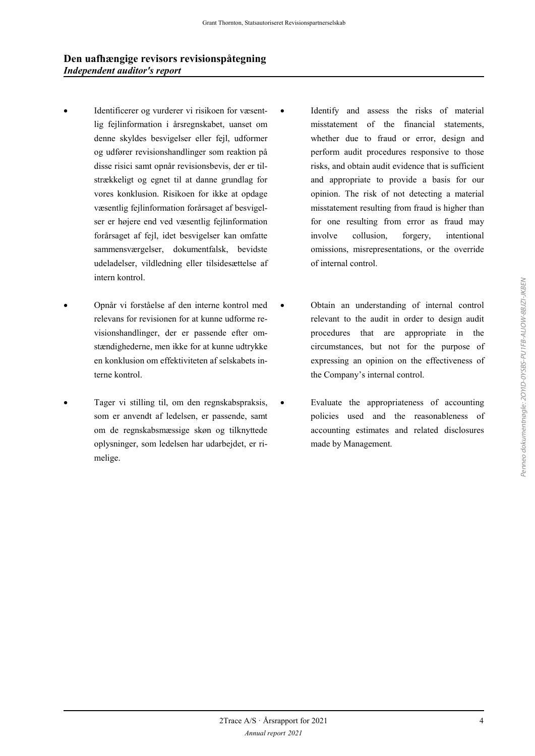## Den uafhængige revisors revisionspåtegning
### *Independent auditor's report*

- Identificerer og vurderer vi risikoen for væsentlig fejlinformation i årsregnskabet, uanset om denne skyldes besvigelser eller fejl, udformer og udfører revisionshandlinger som reaktion på disse risici samt opnår revisionsbevis, der er tilstrækkeligt og egnet til at danne grundlag for vores konklusion. Risikoen for ikke at opdage væsentlig fejlinformation forårsaget af besvigelser er højere end ved væsentlig fejlinformation forårsaget af fejl, idet besvigelser kan omfatte sammensværgelser, dokumentfalsk, bevidste udeladelser, vildledning eller tilsidesættelse af intern kontrol.

- Identify and assess the risks of material misstatement of the financial statements, whether due to fraud or error, design and perform audit procedures responsive to those risks, and obtain audit evidence that is sufficient and appropriate to provide a basis for our opinion. The risk of not detecting a material misstatement resulting from fraud is higher than for one resulting from error as fraud may involve collusion, forgery, intentional omissions, misrepresentations, or the override of internal control.

- Opnår vi forståelse af den interne kontrol med relevans for revisionen for at kunne udforme revisionshandlinger, der er passende efter omstændighederne, men ikke for at kunne udtrykke en konklusion om effektiviteten af selskabets interne kontrol.

- Obtain an understanding of internal control relevant to the audit in order to design audit procedures that are appropriate in the circumstances, but not for the purpose of expressing an opinion on the effectiveness of the Company's internal control.

- Tager vi stilling til, om den regnskabspraksis, som er anvendt af ledelsen, er passende, samt om de regnskabsmæssige skøn og tilknyttede oplysninger, som ledelsen har udarbejdet, er rimelige.

- Evaluate the appropriateness of accounting policies used and the reasonableness of accounting estimates and related disclosures made by Management.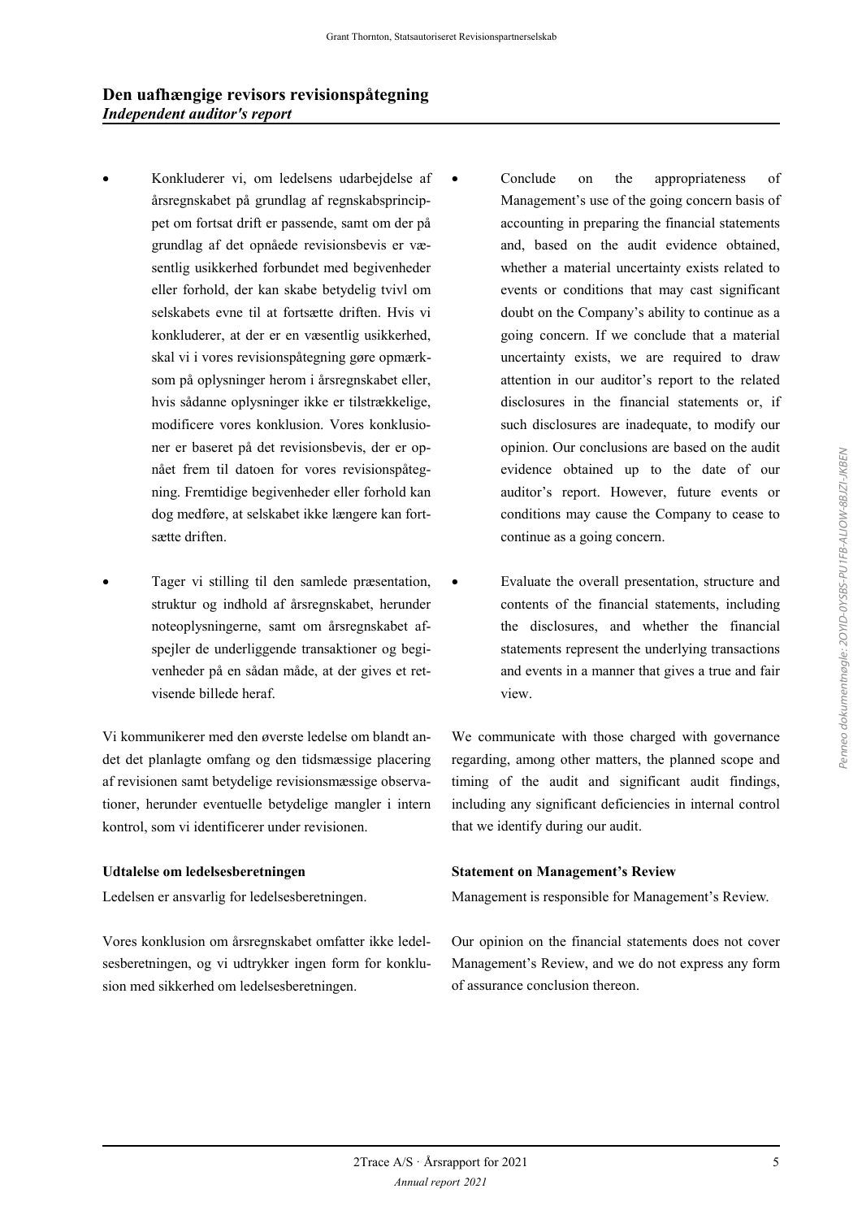## Den uafhængige revisors revisionspåtegning
### *Independent auditor's report*

- Konkluderer vi, om ledelsens udarbejdelse af årsregnskabet på grundlag af regnskabsprincippet om fortsat drift er passende, samt om der på grundlag af det opnåede revisionsbevis er væsentlig usikkerhed forbundet med begivenheder eller forhold, der kan skabe betydelig tvivl om selskabets evne til at fortsætte driften. Hvis vi konkluderer, at der er en væsentlig usikkerhed, skal vi i vores revisionspåtegning gøre opmærksom på oplysninger herom i årsregnskabet eller, hvis sådanne oplysninger ikke er tilstrækkelige, modificere vores konklusion. Vores konklusioner er baseret på det revisionsbevis, der er opnået frem til datoen for vores revisionspåtegning. Fremtidige begivenheder eller forhold kan dog medføre, at selskabet ikke længere kan fortsætte driften.

- Tager vi stilling til den samlede præsentation, struktur og indhold af årsregnskabet, herunder noteoplysningerne, samt om årsregnskabet afspejler de underliggende transaktioner og begivenheder på en sådan måde, at der gives et retvisende billede heraf.

Vi kommunikerer med den øverste ledelse om blandt andet det planlagte omfang og den tidsmæssige placering af revisionen samt betydelige revisionsmæssige observationer, herunder eventuelle betydelige mangler i intern kontrol, som vi identificerer under revisionen.

- Conclude on the appropriateness of Management's use of the going concern basis of accounting in preparing the financial statements and, based on the audit evidence obtained, whether a material uncertainty exists related to events or conditions that may cast significant doubt on the Company's ability to continue as a going concern. If we conclude that a material uncertainty exists, we are required to draw attention in our auditor's report to the related disclosures in the financial statements or, if such disclosures are inadequate, to modify our opinion. Our conclusions are based on the audit evidence obtained up to the date of our auditor's report. However, future events or conditions may cause the Company to cease to continue as a going concern.

- Evaluate the overall presentation, structure and contents of the financial statements, including the disclosures, and whether the financial statements represent the underlying transactions and events in a manner that gives a true and fair view.

We communicate with those charged with governance regarding, among other matters, the planned scope and timing of the audit and significant audit findings, including any significant deficiencies in internal control that we identify during our audit.

**Udtalelse om ledelsesberetningen**

Ledelsen er ansvarlig for ledelsesberetningen.

Vores konklusion om årsregnskabet omfatter ikke ledelsesberetningen, og vi udtrykker ingen form for konklusion med sikkerhed om ledelsesberetningen.

**Statement on Management's Review**

Management is responsible for Management's Review.

Our opinion on the financial statements does not cover Management's Review, and we do not express any form of assurance conclusion thereon.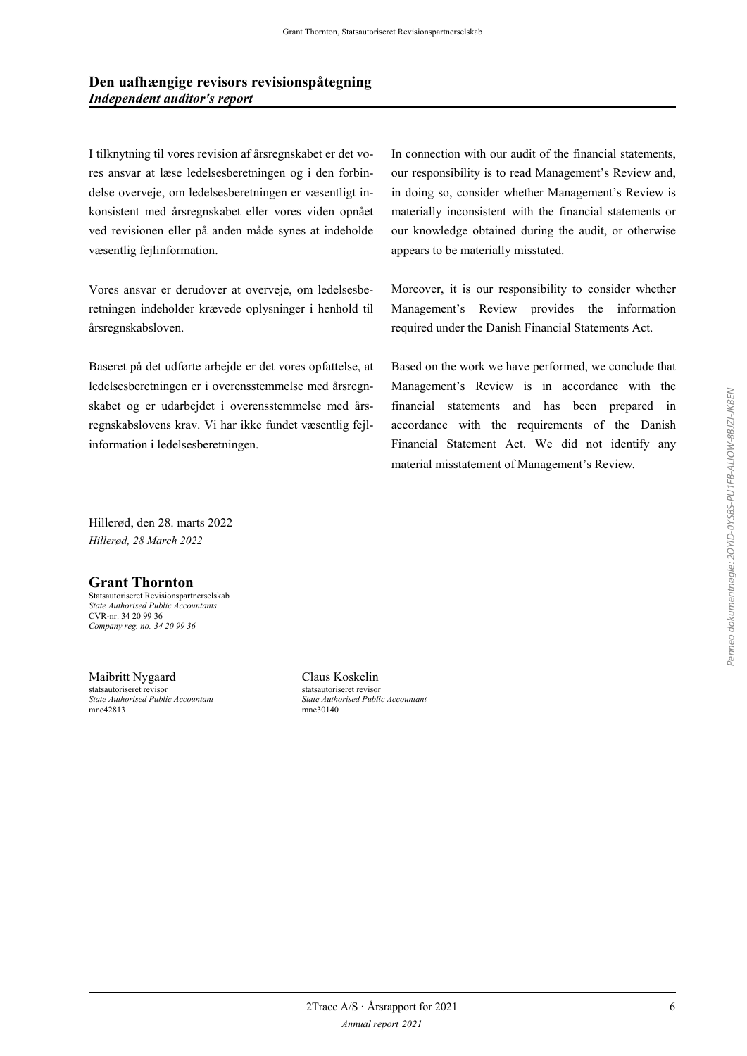## Den uafhængige revisors revisionspåtegning
***Independent auditor's report***

I tilknytning til vores revision af årsregnskabet er det vores ansvar at læse ledelsesberetningen og i den forbindelse overveje, om ledelsesberetningen er væsentligt inkonsistent med årsregnskabet eller vores viden opnået ved revisionen eller på anden måde synes at indeholde væsentlig fejlinformation.

Vores ansvar er derudover at overveje, om ledelsesberetningen indeholder krævede oplysninger i henhold til årsregnskabsloven.

Baseret på det udførte arbejde er det vores opfattelse, at ledelsesberetningen er i overensstemmelse med årsregnskabet og er udarbejdet i overensstemmelse med årsregnskabslovens krav. Vi har ikke fundet væsentlig fejlinformation i ledelsesberetningen.

In connection with our audit of the financial statements, our responsibility is to read Management's Review and, in doing so, consider whether Management's Review is materially inconsistent with the financial statements or our knowledge obtained during the audit, or otherwise appears to be materially misstated.

Moreover, it is our responsibility to consider whether Management's Review provides the information required under the Danish Financial Statements Act.

Based on the work we have performed, we conclude that Management's Review is in accordance with the financial statements and has been prepared in accordance with the requirements of the Danish Financial Statement Act. We did not identify any material misstatement of Management's Review.

Hillerød, den 28. marts 2022
*Hillerød, 28 March 2022*

**Grant Thornton**
Statsautoriseret Revisionspartnerselskab
*State Authorised Public Accountants*
CVR-nr. 34 20 99 36
*Company reg. no. 34 20 99 36*

Maibritt Nygaard
statsautoriseret revisor
*State Authorised Public Accountant*
mne42813

Claus Koskelin
statsautoriseret revisor
*State Authorised Public Accountant*
mne30140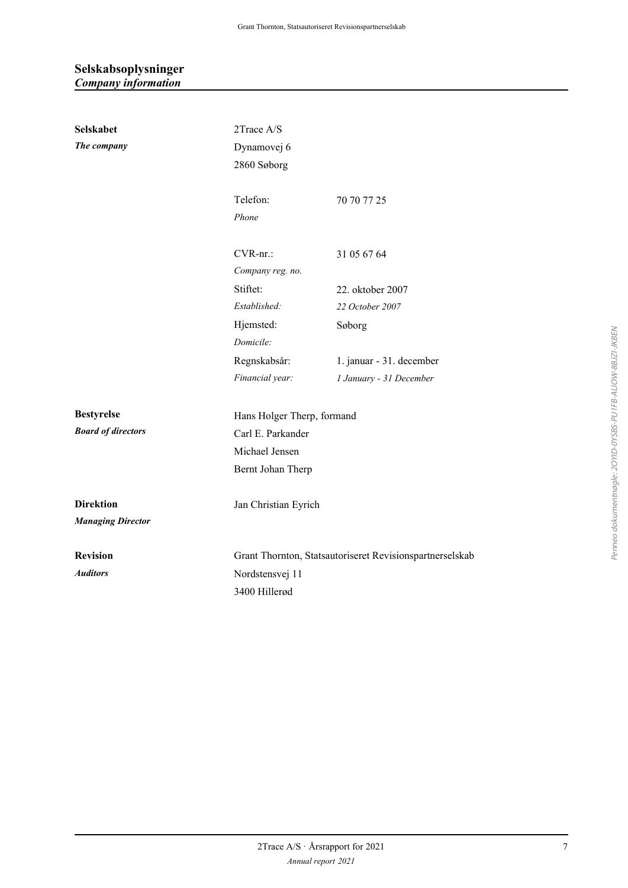## Selskabsoplysninger
### *Company information*

| | | |
|---|---|---|
| **Selskabet** | 2Trace A/S | |
| ***The company*** | Dynamovej 6 | |
| | 2860 Søborg | |
| | Telefon: | 70 70 77 25 |
| | *Phone* | |
| | CVR-nr.: | 31 05 67 64 |
| | *Company reg. no.* | |
| | Stiftet: | 22. oktober 2007 |
| | *Established:* | *22 October 2007* |
| | Hjemsted: | Søborg |
| | *Domicile:* | |
| | Regnskabsår: | 1. januar - 31. december |
| | *Financial year:* | *1 January - 31 December* |
| **Bestyrelse** | Hans Holger Therp, formand | |
| ***Board of directors*** | Carl E. Parkander | |
| | Michael Jensen | |
| | Bernt Johan Therp | |
| **Direktion** | Jan Christian Eyrich | |
| ***Managing Director*** | | |
| **Revision** | Grant Thornton, Statsautoriseret Revisionspartnerselskab | |
| ***Auditors*** | Nordstensvej 11 | |
| | 3400 Hillerød | |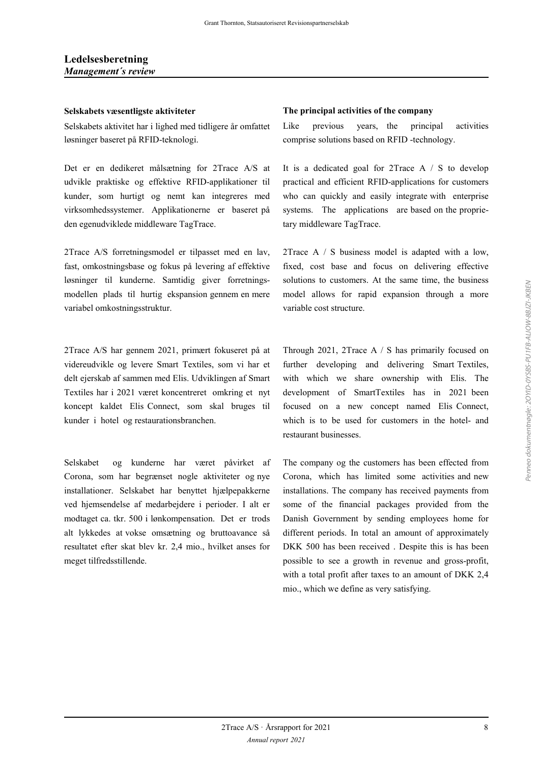# Ledelsesberetning
*Management´s review*

**Selskabets væsentligste aktiviteter**

Selskabets aktivitet har i lighed med tidligere år omfattet løsninger baseret på RFID-teknologi.

Det er en dedikeret målsætning for 2Trace A/S at udvikle praktiske og effektive RFID-applikationer til kunder, som hurtigt og nemt kan integreres med virksomhedssystemer. Applikationerne er baseret på den egenudviklede middleware TagTrace.

2Trace A/S forretningsmodel er tilpasset med en lav, fast, omkostningsbase og fokus på levering af effektive løsninger til kunderne. Samtidig giver forretningsmodellen plads til hurtig ekspansion gennem en mere variabel omkostningsstruktur.

2Trace A/S har gennem 2021, primært fokuseret på at videreudvikle og levere Smart Textiles, som vi har et delt ejerskab af sammen med Elis. Udviklingen af Smart Textiles har i 2021 været koncentreret omkring et nyt koncept kaldet Elis Connect, som skal bruges til kunder i hotel og restaurationsbranchen.

Selskabet og kunderne har været påvirket af Corona, som har begrænset nogle aktiviteter og nye installationer. Selskabet har benyttet hjælpepakkerne ved hjemsendelse af medarbejdere i perioder. I alt er modtaget ca. tkr. 500 i lønkompensation. Det er trods alt lykkedes at vokse omsætning og bruttoavance så resultatet efter skat blev kr. 2,4 mio., hvilket anses for meget tilfredsstillende.

**The principal activities of the company**

Like previous years, the principal activities comprise solutions based on RFID -technology.

It is a dedicated goal for 2Trace A / S to develop practical and efficient RFID-applications for customers who can quickly and easily integrate with enterprise systems. The applications are based on the proprietary middleware TagTrace.

2Trace A / S business model is adapted with a low, fixed, cost base and focus on delivering effective solutions to customers. At the same time, the business model allows for rapid expansion through a more variable cost structure.

Through 2021, 2Trace A / S has primarily focused on further developing and delivering Smart Textiles, with which we share ownership with Elis. The development of SmartTextiles has in 2021 been focused on a new concept named Elis Connect, which is to be used for customers in the hotel- and restaurant businesses.

The company og the customers has been effected from Corona, which has limited some activities and new installations. The company has received payments from some of the financial packages provided from the Danish Government by sending employees home for different periods. In total an amount of approximately DKK 500 has been received . Despite this is has been possible to see a growth in revenue and gross-profit, with a total profit after taxes to an amount of DKK 2,4 mio., which we define as very satisfying.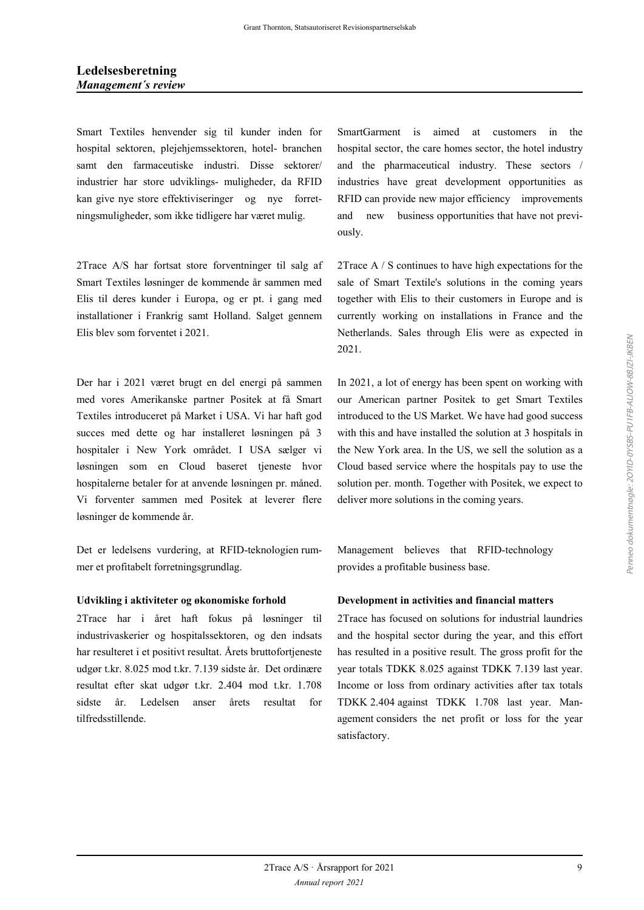## Ledelsesberetning
### *Management´s review*

Smart Textiles henvender sig til kunder inden for hospital sektoren, plejehjemssektoren, hotel- branchen samt den farmaceutiske industri. Disse sektorer/ industrier har store udviklings- muligheder, da RFID kan give nye store effektiviseringer og nye forretningsmuligheder, som ikke tidligere har været mulig.

SmartGarment is aimed at customers in the hospital sector, the care homes sector, the hotel industry and the pharmaceutical industry. These sectors / industries have great development opportunities as RFID can provide new major efficiency improvements and new business opportunities that have not previously.

2Trace A/S har fortsat store forventninger til salg af Smart Textiles løsninger de kommende år sammen med Elis til deres kunder i Europa, og er pt. i gang med installationer i Frankrig samt Holland. Salget gennem Elis blev som forventet i 2021.

2Trace A / S continues to have high expectations for the sale of Smart Textile's solutions in the coming years together with Elis to their customers in Europe and is currently working on installations in France and the Netherlands. Sales through Elis were as expected in 2021.

Der har i 2021 været brugt en del energi på sammen med vores Amerikanske partner Positek at få Smart Textiles introduceret på Market i USA. Vi har haft god succes med dette og har installeret løsningen på 3 hospitaler i New York området. I USA sælger vi løsningen som en Cloud baseret tjeneste hvor hospitalerne betaler for at anvende løsningen pr. måned. Vi forventer sammen med Positek at leverer flere løsninger de kommende år.

In 2021, a lot of energy has been spent on working with our American partner Positek to get Smart Textiles introduced to the US Market. We have had good success with this and have installed the solution at 3 hospitals in the New York area. In the US, we sell the solution as a Cloud based service where the hospitals pay to use the solution per. month. Together with Positek, we expect to deliver more solutions in the coming years.

Det er ledelsens vurdering, at RFID-teknologien rummer et profitabelt forretningsgrundlag.

Management believes that RFID-technology provides a profitable business base.

**Udvikling i aktiviteter og økonomiske forhold**

2Trace har i året haft fokus på løsninger til industrivaskerier og hospitalssektoren, og den indsats har resulteret i et positivt resultat. Årets bruttofortjeneste udgør t.kr. 8.025 mod t.kr. 7.139 sidste år. Det ordinære resultat efter skat udgør t.kr. 2.404 mod t.kr. 1.708 sidste år. Ledelsen anser årets resultat for tilfredsstillende.

**Development in activities and financial matters**

2Trace has focused on solutions for industrial laundries and the hospital sector during the year, and this effort has resulted in a positive result. The gross profit for the year totals TDKK 8.025 against TDKK 7.139 last year. Income or loss from ordinary activities after tax totals TDKK 2.404 against TDKK 1.708 last year. Management considers the net profit or loss for the year satisfactory.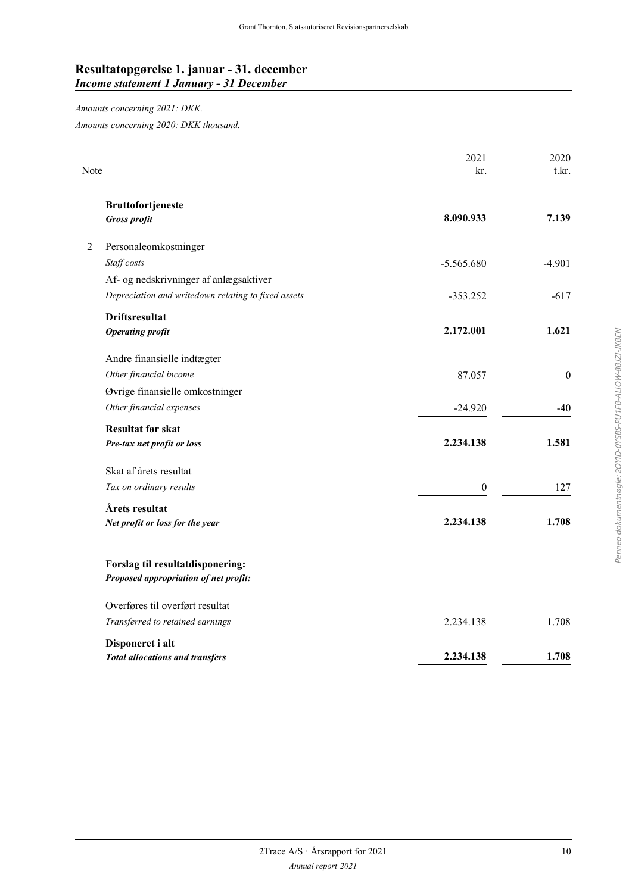## Resultatopgørelse 1. januar - 31. december
### *Income statement 1 January - 31 December*

*Amounts concerning 2021: DKK.*

*Amounts concerning 2020: DKK thousand.*

| Note | | 2021<br>kr. | 2020<br>t.kr. |
|---|---|---|---|
| | **Bruttofortjeneste**<br>***Gross profit*** | **8.090.933** | **7.139** |
| 2 | Personaleomkostninger<br>*Staff costs* | -5.565.680 | -4.901 |
| | Af- og nedskrivninger af anlægsaktiver<br>*Depreciation and writedown relating to fixed assets* | -353.252 | -617 |
| | **Driftsresultat**<br>***Operating profit*** | **2.172.001** | **1.621** |
| | Andre finansielle indtægter<br>*Other financial income* | 87.057 | 0 |
| | Øvrige finansielle omkostninger<br>*Other financial expenses* | -24.920 | -40 |
| | **Resultat før skat**<br>***Pre-tax net profit or loss*** | **2.234.138** | **1.581** |
| | Skat af årets resultat<br>*Tax on ordinary results* | 0 | 127 |
| | **Årets resultat**<br>***Net profit or loss for the year*** | **2.234.138** | **1.708** |
| | **Forslag til resultatdisponering:**<br>***Proposed appropriation of net profit:*** | | |
| | Overføres til overført resultat<br>*Transferred to retained earnings* | 2.234.138 | 1.708 |
| | **Disponeret i alt**<br>***Total allocations and transfers*** | **2.234.138** | **1.708** |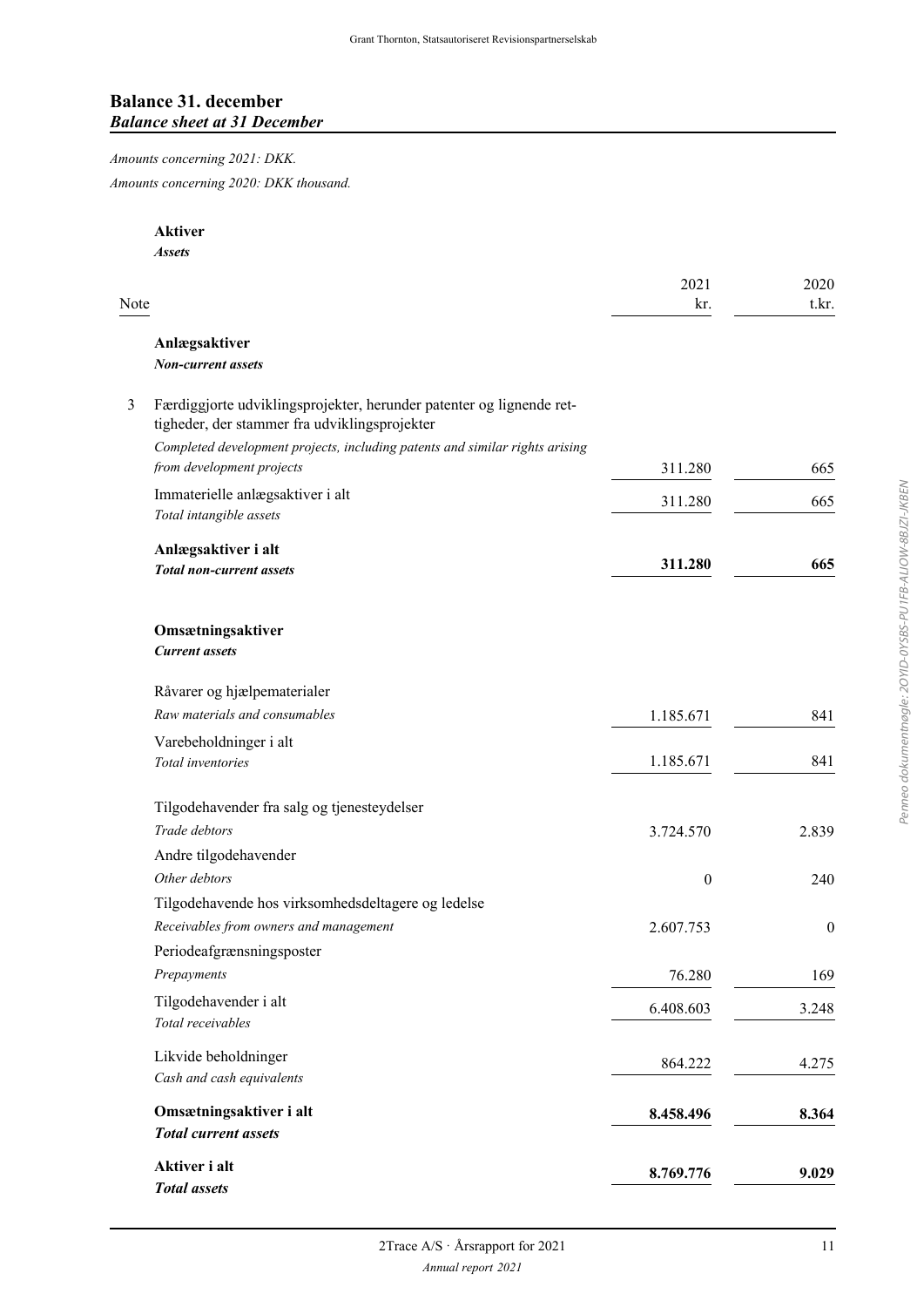## Balance 31. december
### *Balance sheet at 31 December*

*Amounts concerning 2021: DKK.*

*Amounts concerning 2020: DKK thousand.*

**Aktiver**
***Assets***

| Note | | 2021 kr. | 2020 t.kr. |
|---|---|---|---|
| | **Anlægsaktiver** / ***Non-current assets*** | | |
| 3 | Færdiggjorte udviklingsprojekter, herunder patenter og lignende rettigheder, der stammer fra udviklingsprojekter / *Completed development projects, including patents and similar rights arising from development projects* | 311.280 | 665 |
| | Immaterielle anlægsaktiver i alt / *Total intangible assets* | 311.280 | 665 |
| | **Anlægsaktiver i alt** / ***Total non-current assets*** | **311.280** | **665** |
| | **Omsætningsaktiver** / ***Current assets*** | | |
| | Råvarer og hjælpematerialer / *Raw materials and consumables* | 1.185.671 | 841 |
| | Varebeholdninger i alt / *Total inventories* | 1.185.671 | 841 |
| | Tilgodehavender fra salg og tjenesteydelser / *Trade debtors* | 3.724.570 | 2.839 |
| | Andre tilgodehavender / *Other debtors* | 0 | 240 |
| | Tilgodehavende hos virksomhedsdeltagere og ledelse / *Receivables from owners and management* | 2.607.753 | 0 |
| | Periodeafgrænsningsposter / *Prepayments* | 76.280 | 169 |
| | Tilgodehavender i alt / *Total receivables* | 6.408.603 | 3.248 |
| | Likvide beholdninger / *Cash and cash equivalents* | 864.222 | 4.275 |
| | **Omsætningsaktiver i alt** / ***Total current assets*** | **8.458.496** | **8.364** |
| | **Aktiver i alt** / ***Total assets*** | **8.769.776** | **9.029** |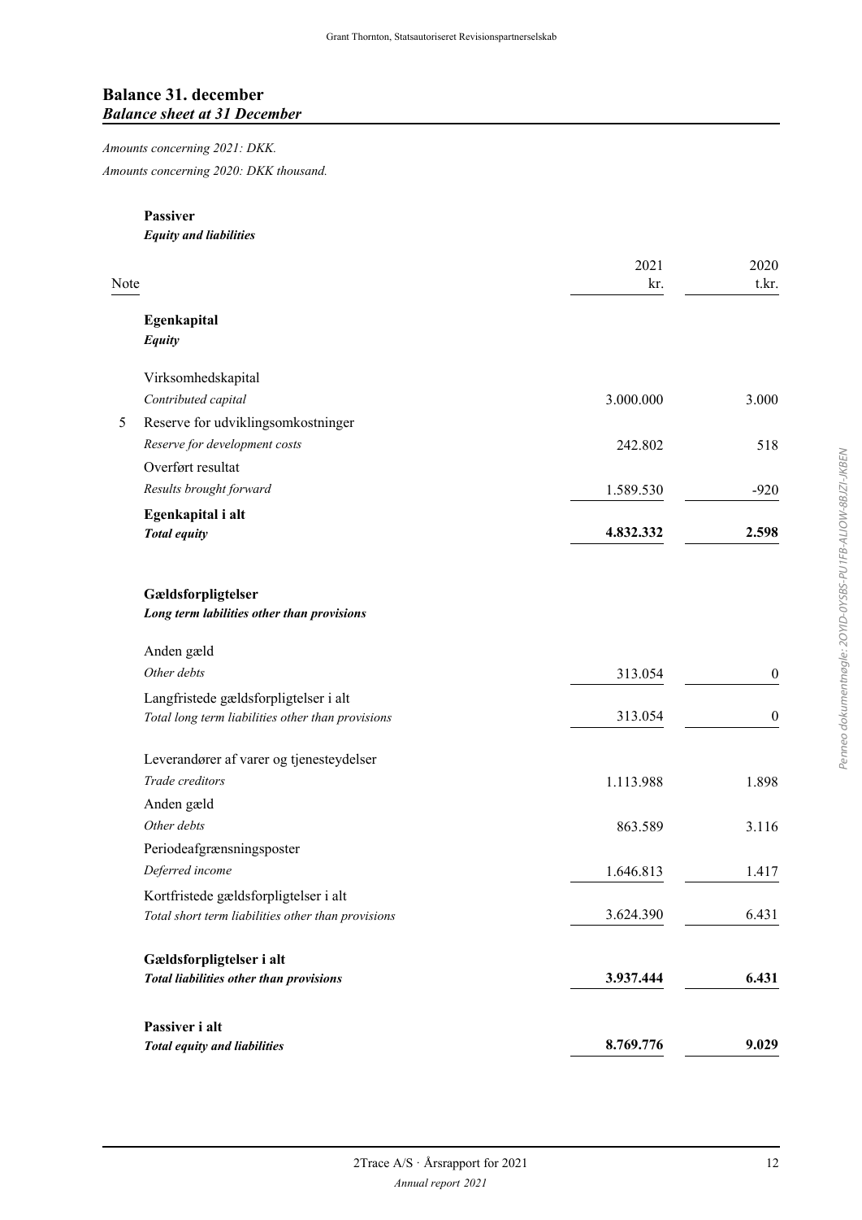## Balance 31. december
***Balance sheet at 31 December***

*Amounts concerning 2021: DKK.*

*Amounts concerning 2020: DKK thousand.*

**Passiver**
***Equity and liabilities***

| Note | | 2021 kr. | 2020 t.kr. |
|---|---|---|---|
| | **Egenkapital** *Equity* | | |
| | Virksomhedskapital *Contributed capital* | 3.000.000 | 3.000 |
| 5 | Reserve for udviklingsomkostninger *Reserve for development costs* | 242.802 | 518 |
| | Overført resultat *Results brought forward* | 1.589.530 | -920 |
| | **Egenkapital i alt** ***Total equity*** | **4.832.332** | **2.598** |
| | **Gældsforpligtelser** ***Long term labilities other than provisions*** | | |
| | Anden gæld *Other debts* | 313.054 | 0 |
| | Langfristede gældsforpligtelser i alt *Total long term liabilities other than provisions* | 313.054 | 0 |
| | Leverandører af varer og tjenesteydelser *Trade creditors* | 1.113.988 | 1.898 |
| | Anden gæld *Other debts* | 863.589 | 3.116 |
| | Periodeafgrænsningsposter *Deferred income* | 1.646.813 | 1.417 |
| | Kortfristede gældsforpligtelser i alt *Total short term liabilities other than provisions* | 3.624.390 | 6.431 |
| | **Gældsforpligtelser i alt** ***Total liabilities other than provisions*** | **3.937.444** | **6.431** |
| | **Passiver i alt** ***Total equity and liabilities*** | **8.769.776** | **9.029** |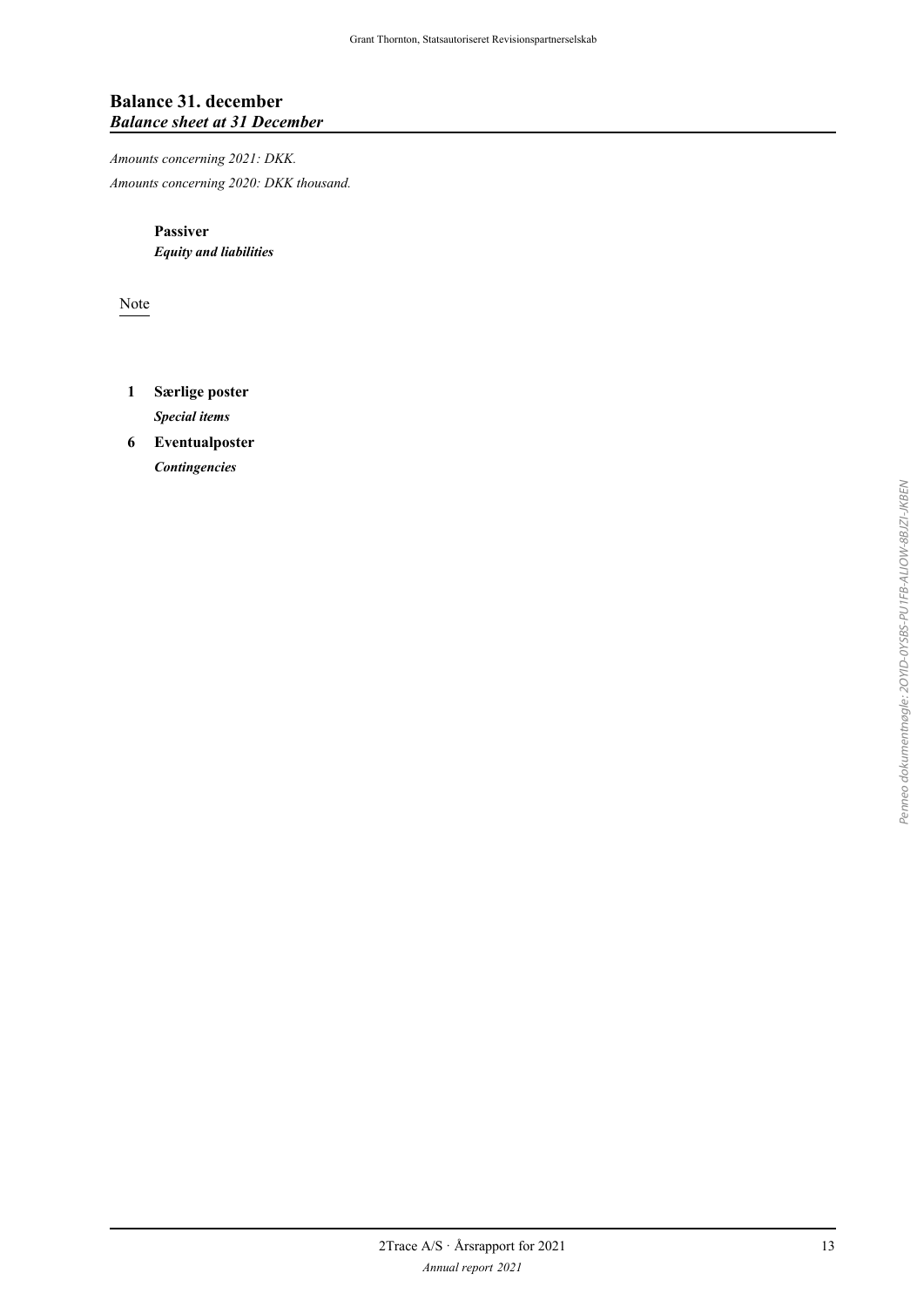# Balance 31. december
## *Balance sheet at 31 December*

*Amounts concerning 2021: DKK.*

*Amounts concerning 2020: DKK thousand.*

**Passiver**
***Equity and liabilities***

Note

**1 Særlige poster**
***Special items***

**6 Eventualposter**
***Contingencies***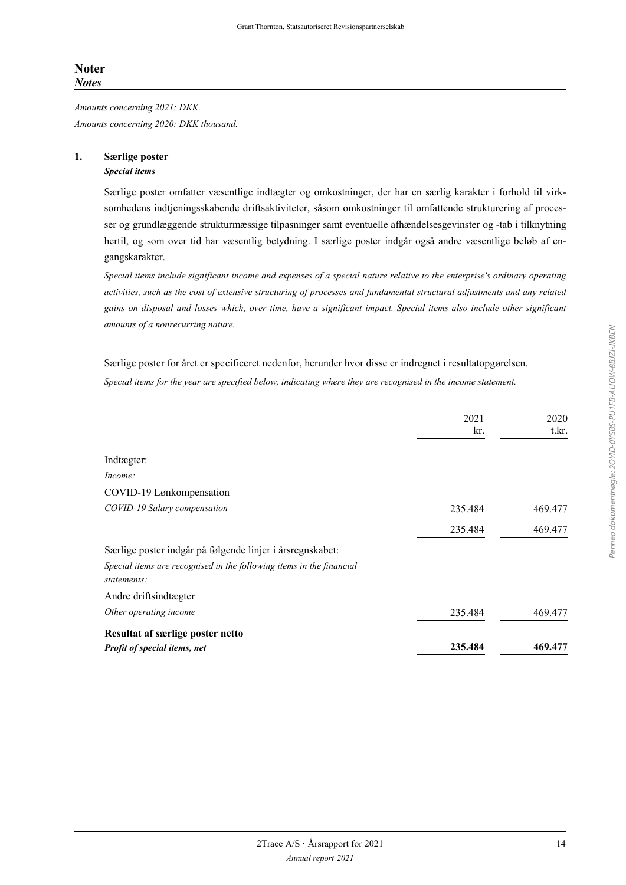# Noter
*Notes*

*Amounts concerning 2021: DKK.*
*Amounts concerning 2020: DKK thousand.*

## 1. Særlige poster
***Special items***

Særlige poster omfatter væsentlige indtægter og omkostninger, der har en særlig karakter i forhold til virksomhedens indtjeningsskabende driftsaktiviteter, såsom omkostninger til omfattende strukturering af processer og grundlæggende strukturmæssige tilpasninger samt eventuelle afhændelsesgevinster og -tab i tilknytning hertil, og som over tid har væsentlig betydning. I særlige poster indgår også andre væsentlige beløb af engangskarakter.

*Special items include significant income and expenses of a special nature relative to the enterprise's ordinary operating activities, such as the cost of extensive structuring of processes and fundamental structural adjustments and any related gains on disposal and losses which, over time, have a significant impact. Special items also include other significant amounts of a nonrecurring nature.*

Særlige poster for året er specificeret nedenfor, herunder hvor disse er indregnet i resultatopgørelsen.

*Special items for the year are specified below, indicating where they are recognised in the income statement.*

| | 2021 kr. | 2020 t.kr. |
|---|---|---|
| Indtægter: *Income:* | | |
| COVID-19 Lønkompensation *COVID-19 Salary compensation* | 235.484 | 469.477 |
| | 235.484 | 469.477 |
| Særlige poster indgår på følgende linjer i årsregnskabet: *Special items are recognised in the following items in the financial statements:* | | |
| Andre driftsindtægter *Other operating income* | 235.484 | 469.477 |
| **Resultat af særlige poster netto** ***Profit of special items, net*** | **235.484** | **469.477** |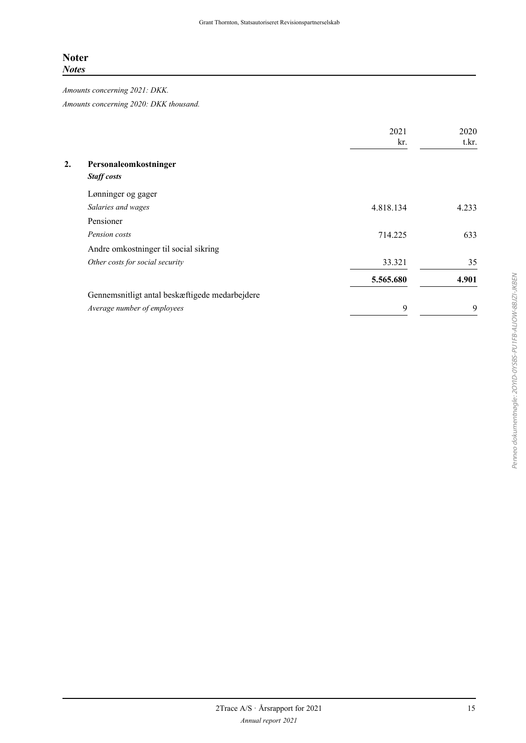# Noter

## *Notes*

*Amounts concerning 2021: DKK.*

*Amounts concerning 2020: DKK thousand.*

| | | 2021<br>kr. | 2020<br>t.kr. |
|---|---|---|---|
| **2.** | **Personaleomkostninger**<br>***Staff costs*** | | |
| | Lønninger og gager<br>*Salaries and wages* | 4.818.134 | 4.233 |
| | Pensioner<br>*Pension costs* | 714.225 | 633 |
| | Andre omkostninger til social sikring<br>*Other costs for social security* | 33.321 | 35 |
| | | **5.565.680** | **4.901** |
| | Gennemsnitligt antal beskæftigede medarbejdere<br>*Average number of employees* | 9 | 9 |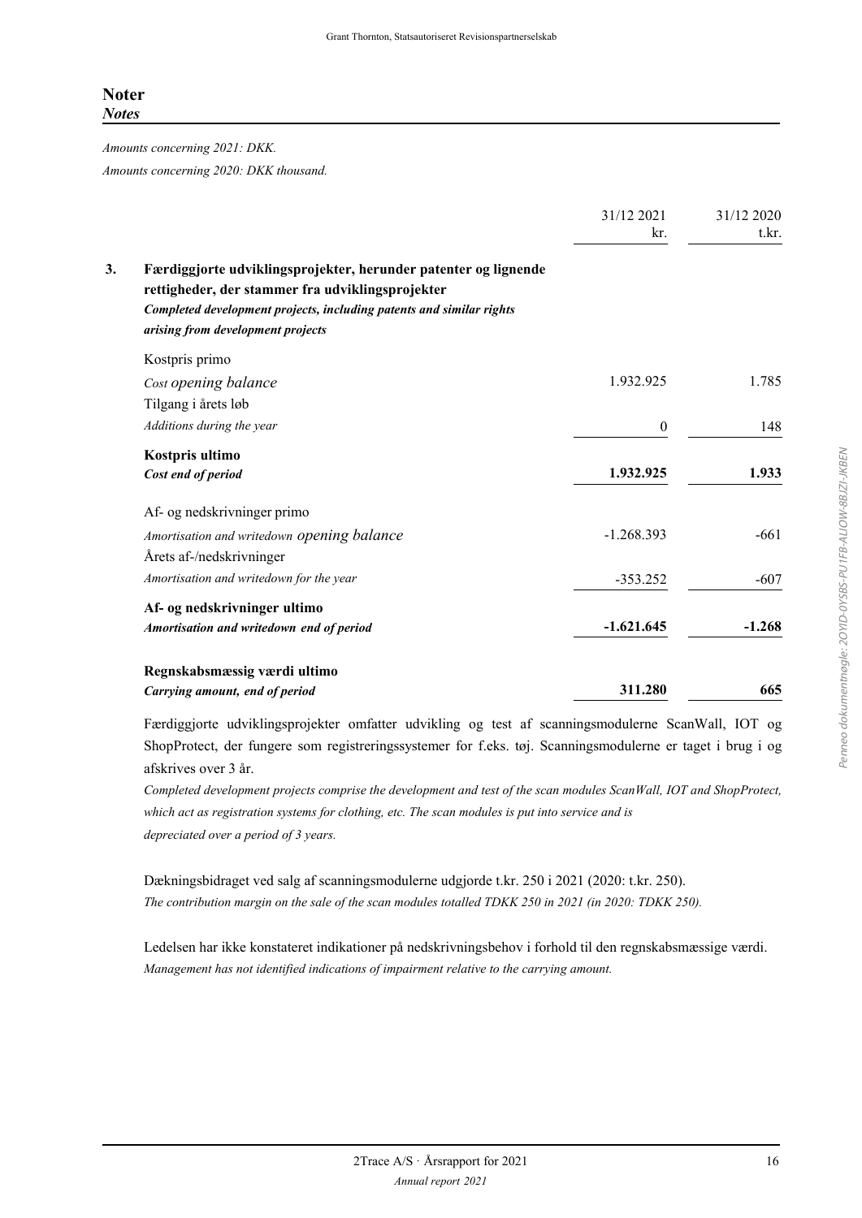## Noter
### *Notes*

*Amounts concerning 2021: DKK.*

*Amounts concerning 2020: DKK thousand.*

| | | 31/12 2021 kr. | 31/12 2020 t.kr. |
|---|---|---|---|
| **3.** | **Færdiggjorte udviklingsprojekter, herunder patenter og lignende rettigheder, der stammer fra udviklingsprojekter** *Completed development projects, including patents and similar rights arising from development projects* | | |
| | Kostpris primo *Cost opening balance* | 1.932.925 | 1.785 |
| | Tilgang i årets løb *Additions during the year* | 0 | 148 |
| | **Kostpris ultimo** ***Cost end of period*** | **1.932.925** | **1.933** |
| | Af- og nedskrivninger primo *Amortisation and writedown opening balance* | -1.268.393 | -661 |
| | Årets af-/nedskrivninger *Amortisation and writedown for the year* | -353.252 | -607 |
| | **Af- og nedskrivninger ultimo** ***Amortisation and writedown end of period*** | **-1.621.645** | **-1.268** |
| | **Regnskabsmæssig værdi ultimo** ***Carrying amount, end of period*** | **311.280** | **665** |

Færdiggjorte udviklingsprojekter omfatter udvikling og test af scanningsmodulerne ScanWall, IOT og ShopProtect, der fungere som registreringssystemer for f.eks. tøj. Scanningsmodulerne er taget i brug i og afskrives over 3 år.

*Completed development projects comprise the development and test of the scan modules ScanWall, IOT and ShopProtect, which act as registration systems for clothing, etc. The scan modules is put into service and is depreciated over a period of 3 years.*

Dækningsbidraget ved salg af scanningsmodulerne udgjorde t.kr. 250 i 2021 (2020: t.kr. 250).

*The contribution margin on the sale of the scan modules totalled TDKK 250 in 2021 (in 2020: TDKK 250).*

Ledelsen har ikke konstateret indikationer på nedskrivningsbehov i forhold til den regnskabsmæssige værdi.

*Management has not identified indications of impairment relative to the carrying amount.*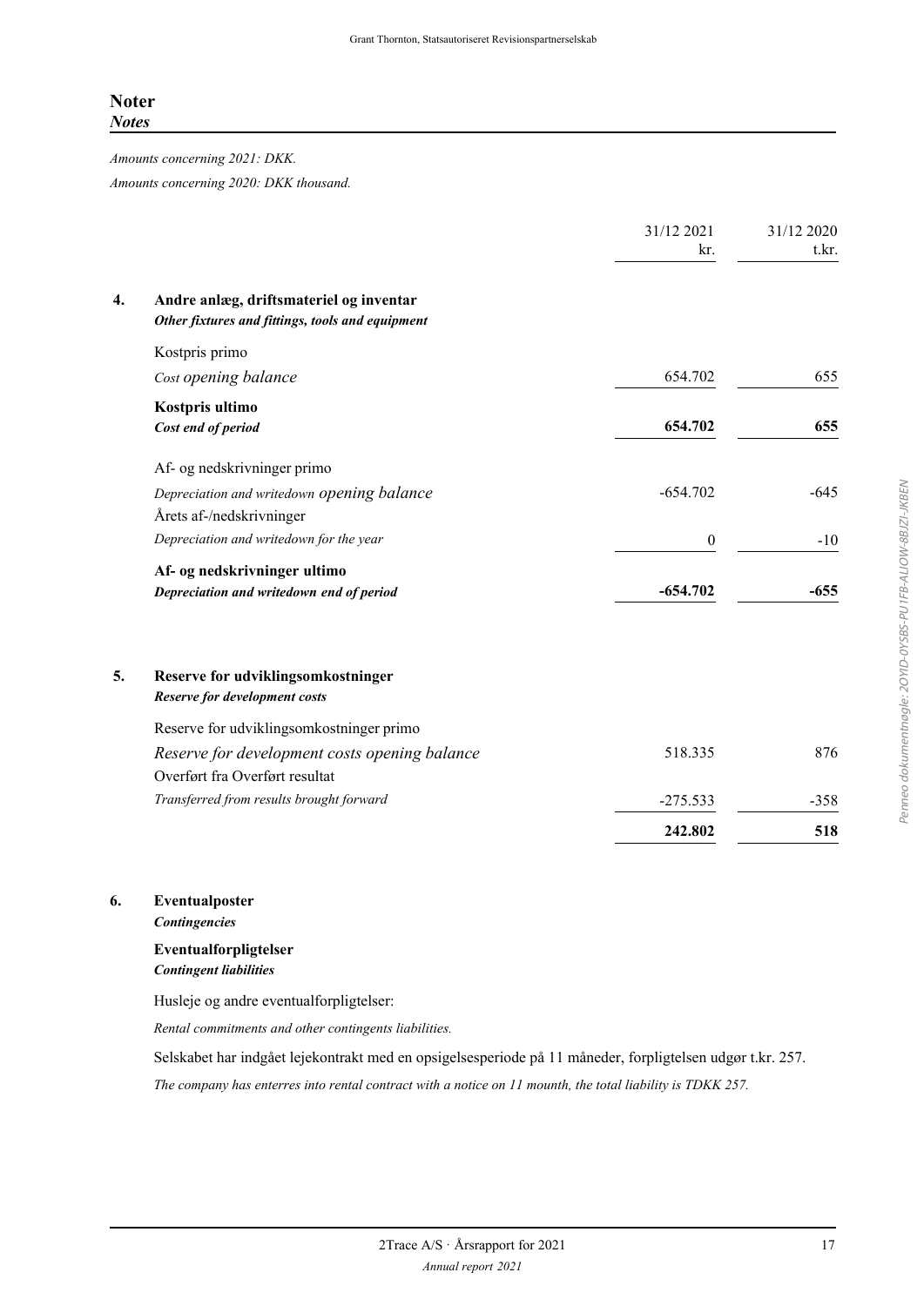# Noter
***Notes***

*Amounts concerning 2021: DKK.*

*Amounts concerning 2020: DKK thousand.*

| | | 31/12 2021<br>kr. | 31/12 2020<br>t.kr. |
|---|---|---|---|
| **4.** | **Andre anlæg, driftsmateriel og inventar**<br>***Other fixtures and fittings, tools and equipment*** | | |
| | Kostpris primo<br>*Cost opening balance* | 654.702 | 655 |
| | **Kostpris ultimo**<br>***Cost end of period*** | **654.702** | **655** |
| | Af- og nedskrivninger primo<br>*Depreciation and writedown opening balance* | -654.702 | -645 |
| | Årets af-/nedskrivninger<br>*Depreciation and writedown for the year* | 0 | -10 |
| | **Af- og nedskrivninger ultimo**<br>***Depreciation and writedown end of period*** | **-654.702** | **-655** |
| **5.** | **Reserve for udviklingsomkostninger**<br>***Reserve for development costs*** | | |
| | Reserve for udviklingsomkostninger primo<br>*Reserve for development costs opening balance* | 518.335 | 876 |
| | Overført fra Overført resultat<br>*Transferred from results brought forward* | -275.533 | -358 |
| | | **242.802** | **518** |

**6. Eventualposter**

***Contingencies***

**Eventualforpligtelser**

***Contingent liabilities***

Husleje og andre eventualforpligtelser:

*Rental commitments and other contingents liabilities.*

Selskabet har indgået lejekontrakt med en opsigelsesperiode på 11 måneder, forpligtelsen udgør t.kr. 257.

*The company has enterres into rental contract with a notice on 11 mounth, the total liability is TDKK 257.*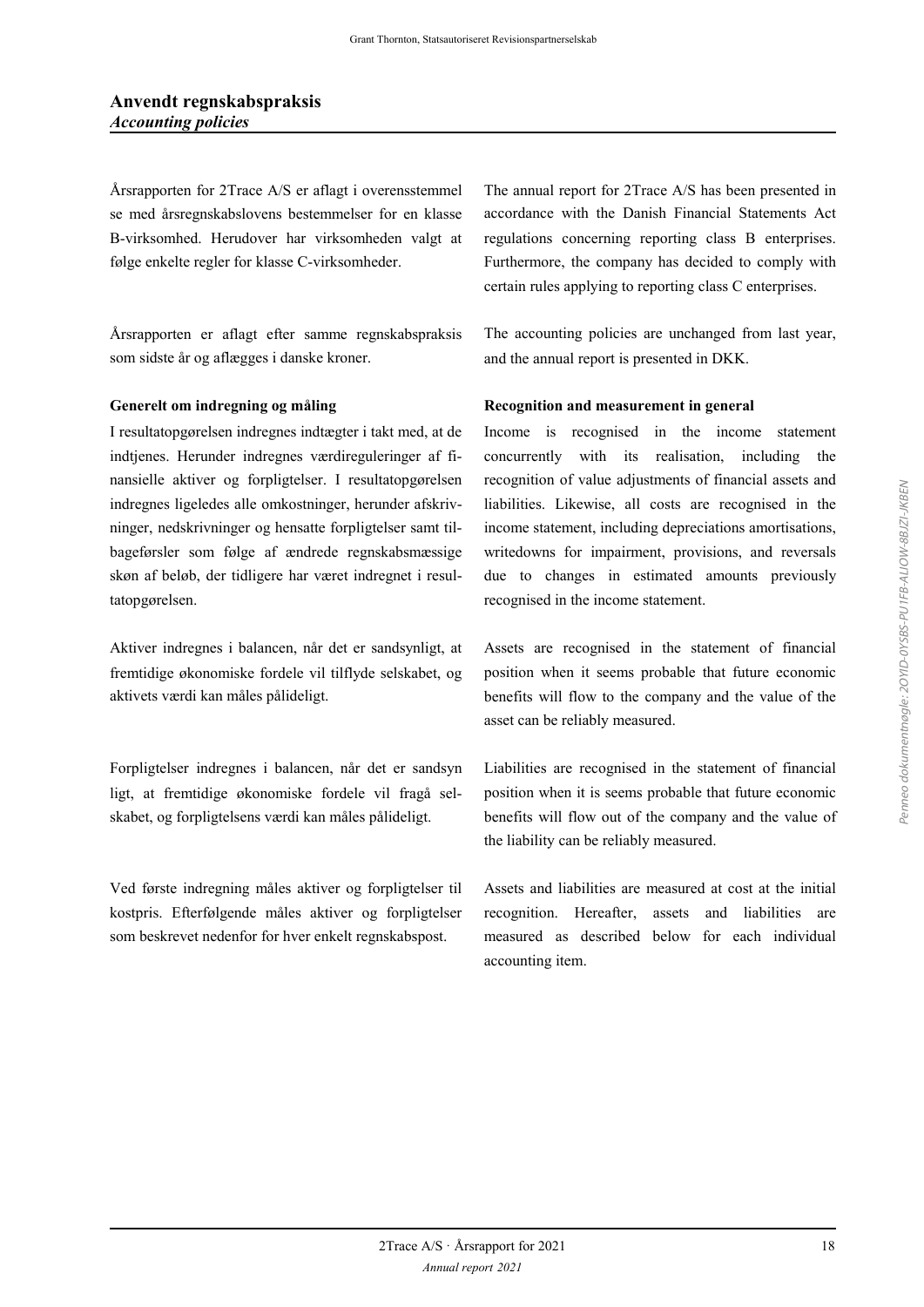## Anvendt regnskabspraksis
### *Accounting policies*

Årsrapporten for 2Trace A/S er aflagt i overensstemmelse med årsregnskabslovens bestemmelser for en klasse B-virksomhed. Herudover har virksomheden valgt at følge enkelte regler for klasse C-virksomheder.

The annual report for 2Trace A/S has been presented in accordance with the Danish Financial Statements Act regulations concerning reporting class B enterprises. Furthermore, the company has decided to comply with certain rules applying to reporting class C enterprises.

Årsrapporten er aflagt efter samme regnskabspraksis som sidste år og aflægges i danske kroner.

The accounting policies are unchanged from last year, and the annual report is presented in DKK.

**Generelt om indregning og måling**

I resultatopgørelsen indregnes indtægter i takt med, at de indtjenes. Herunder indregnes værdireguleringer af finansielle aktiver og forpligtelser. I resultatopgørelsen indregnes ligeledes alle omkostninger, herunder afskrivninger, nedskrivninger og hensatte forpligtelser samt tilbageførsler som følge af ændrede regnskabsmæssige skøn af beløb, der tidligere har været indregnet i resultatopgørelsen.

**Recognition and measurement in general**

Income is recognised in the income statement concurrently with its realisation, including the recognition of value adjustments of financial assets and liabilities. Likewise, all costs are recognised in the income statement, including depreciations amortisations, writedowns for impairment, provisions, and reversals due to changes in estimated amounts previously recognised in the income statement.

Aktiver indregnes i balancen, når det er sandsynligt, at fremtidige økonomiske fordele vil tilflyde selskabet, og aktivets værdi kan måles pålideligt.

Assets are recognised in the statement of financial position when it seems probable that future economic benefits will flow to the company and the value of the asset can be reliably measured.

Forpligtelser indregnes i balancen, når det er sandsynligt, at fremtidige økonomiske fordele vil fragå selskabet, og forpligtelsens værdi kan måles pålideligt.

Liabilities are recognised in the statement of financial position when it is seems probable that future economic benefits will flow out of the company and the value of the liability can be reliably measured.

Ved første indregning måles aktiver og forpligtelser til kostpris. Efterfølgende måles aktiver og forpligtelser som beskrevet nedenfor for hver enkelt regnskabspost.

Assets and liabilities are measured at cost at the initial recognition. Hereafter, assets and liabilities are measured as described below for each individual accounting item.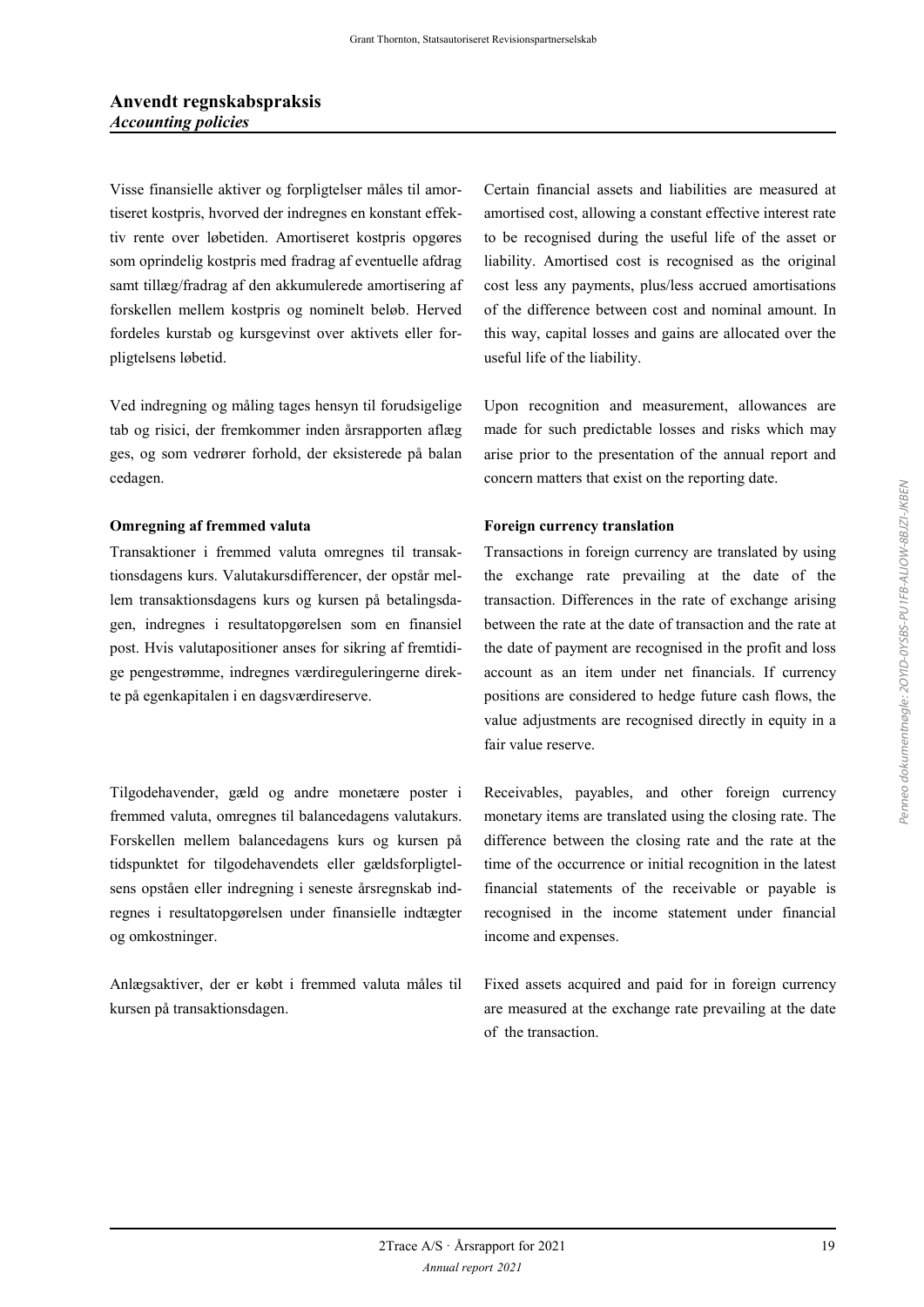## Anvendt regnskabspraksis
***Accounting policies***

Visse finansielle aktiver og forpligtelser måles til amortiseret kostpris, hvorved der indregnes en konstant effektiv rente over løbetiden. Amortiseret kostpris opgøres som oprindelig kostpris med fradrag af eventuelle afdrag samt tillæg/fradrag af den akkumulerede amortisering af forskellen mellem kostpris og nominelt beløb. Herved fordeles kurstab og kursgevinst over aktivets eller forpligtelsens løbetid.

Certain financial assets and liabilities are measured at amortised cost, allowing a constant effective interest rate to be recognised during the useful life of the asset or liability. Amortised cost is recognised as the original cost less any payments, plus/less accrued amortisations of the difference between cost and nominal amount. In this way, capital losses and gains are allocated over the useful life of the liability.

Ved indregning og måling tages hensyn til forudsigelige tab og risici, der fremkommer inden årsrapporten aflægges, og som vedrører forhold, der eksisterede på balancedagen.

Upon recognition and measurement, allowances are made for such predictable losses and risks which may arise prior to the presentation of the annual report and concern matters that exist on the reporting date.

**Omregning af fremmed valuta**

Transaktioner i fremmed valuta omregnes til transaktionsdagens kurs. Valutakursdifferencer, der opstår mellem transaktionsdagens kurs og kursen på betalingsdagen, indregnes i resultatopgørelsen som en finansiel post. Hvis valutapositioner anses for sikring af fremtidige pengestrømme, indregnes værdireguleringerne direkte på egenkapitalen i en dagsværdireserve.

**Foreign currency translation**

Transactions in foreign currency are translated by using the exchange rate prevailing at the date of the transaction. Differences in the rate of exchange arising between the rate at the date of transaction and the rate at the date of payment are recognised in the profit and loss account as an item under net financials. If currency positions are considered to hedge future cash flows, the value adjustments are recognised directly in equity in a fair value reserve.

Tilgodehavender, gæld og andre monetære poster i fremmed valuta, omregnes til balancedagens valutakurs. Forskellen mellem balancedagens kurs og kursen på tidspunktet for tilgodehavendets eller gældsforpligtelsens opståen eller indregning i seneste årsregnskab indregnes i resultatopgørelsen under finansielle indtægter og omkostninger.

Receivables, payables, and other foreign currency monetary items are translated using the closing rate. The difference between the closing rate and the rate at the time of the occurrence or initial recognition in the latest financial statements of the receivable or payable is recognised in the income statement under financial income and expenses.

Anlægsaktiver, der er købt i fremmed valuta måles til kursen på transaktionsdagen.

Fixed assets acquired and paid for in foreign currency are measured at the exchange rate prevailing at the date of the transaction.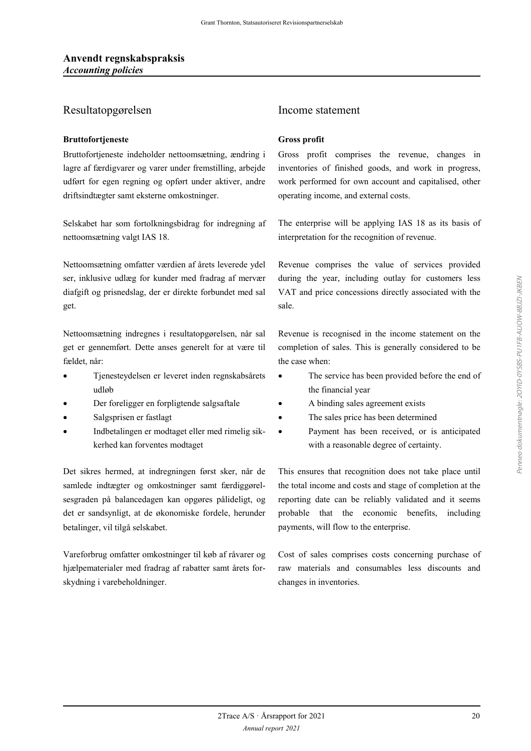## Anvendt regnskabspraksis
*Accounting policies*

### Resultatopgørelsen

**Bruttofortjeneste**

Bruttofortjeneste indeholder nettoomsætning, ændring i lagre af færdigvarer og varer under fremstilling, arbejde udført for egen regning og opført under aktiver, andre driftsindtægter samt eksterne omkostninger.

Selskabet har som fortolkningsbidrag for indregning af nettoomsætning valgt IAS 18.

Nettoomsætning omfatter værdien af årets leverede ydelser, inklusive udlæg for kunder med fradrag af merværdiafgift og prisnedslag, der er direkte forbundet med salget.

Nettoomsætning indregnes i resultatopgørelsen, når salget er gennemført. Dette anses generelt for at være tilfældet, når:

- Tjenesteydelsen er leveret inden regnskabsårets udløb
- Der foreligger en forpligtende salgsaftale
- Salgsprisen er fastlagt
- Indbetalingen er modtaget eller med rimelig sikkerhed kan forventes modtaget

Det sikres hermed, at indregningen først sker, når de samlede indtægter og omkostninger samt færdiggørelsesgraden på balancedagen kan opgøres pålideligt, og det er sandsynligt, at de økonomiske fordele, herunder betalinger, vil tilgå selskabet.

Vareforbrug omfatter omkostninger til køb af råvarer og hjælpematerialer med fradrag af rabatter samt årets forskydning i varebeholdninger.

### Income statement

**Gross profit**

Gross profit comprises the revenue, changes in inventories of finished goods, and work in progress, work performed for own account and capitalised, other operating income, and external costs.

The enterprise will be applying IAS 18 as its basis of interpretation for the recognition of revenue.

Revenue comprises the value of services provided during the year, including outlay for customers less VAT and price concessions directly associated with the sale.

Revenue is recognised in the income statement on the completion of sales. This is generally considered to be the case when:

- The service has been provided before the end of the financial year
- A binding sales agreement exists
- The sales price has been determined
- Payment has been received, or is anticipated with a reasonable degree of certainty.

This ensures that recognition does not take place until the total income and costs and stage of completion at the reporting date can be reliably validated and it seems probable that the economic benefits, including payments, will flow to the enterprise.

Cost of sales comprises costs concerning purchase of raw materials and consumables less discounts and changes in inventories.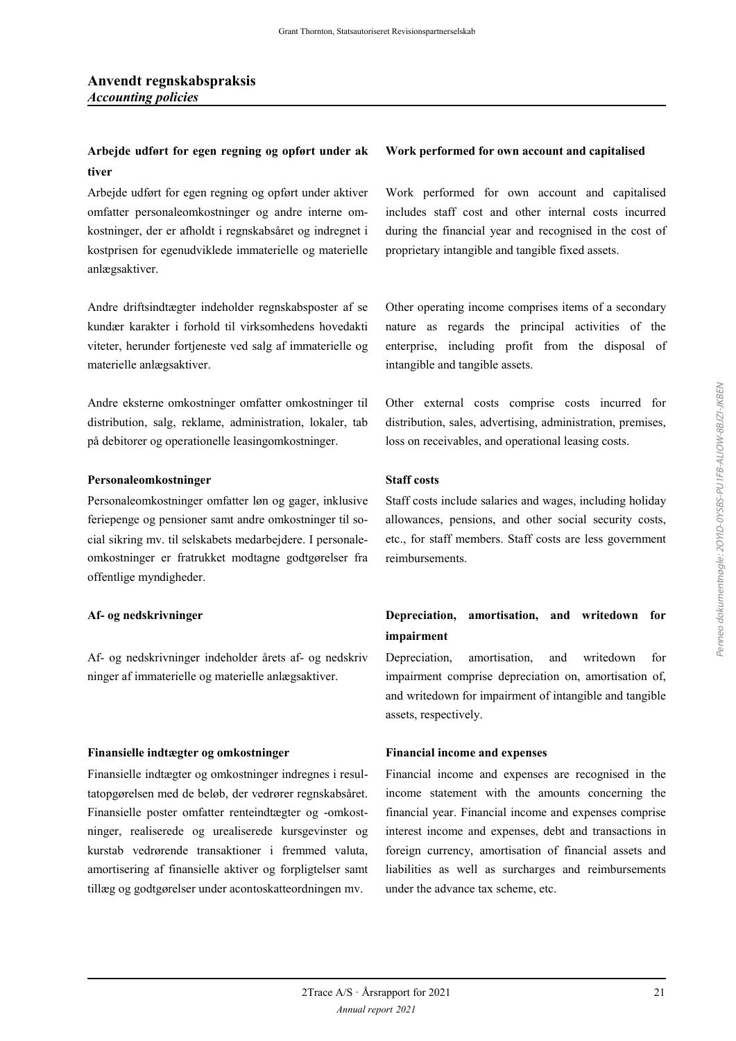## Anvendt regnskabspraksis
*Accounting policies*

**Arbejde udført for egen regning og opført under aktiver**

Arbejde udført for egen regning og opført under aktiver omfatter personaleomkostninger og andre interne omkostninger, der er afholdt i regnskabsåret og indregnet i kostprisen for egenudviklede immaterielle og materielle anlægsaktiver.

**Work performed for own account and capitalised**

Work performed for own account and capitalised includes staff cost and other internal costs incurred during the financial year and recognised in the cost of proprietary intangible and tangible fixed assets.

Andre driftsindtægter indeholder regnskabsposter af sekundær karakter i forhold til virksomhedens hovedaktiviteter, herunder fortjeneste ved salg af immaterielle og materielle anlægsaktiver.

Other operating income comprises items of a secondary nature as regards the principal activities of the enterprise, including profit from the disposal of intangible and tangible assets.

Andre eksterne omkostninger omfatter omkostninger til distribution, salg, reklame, administration, lokaler, tab på debitorer og operationelle leasingomkostninger.

Other external costs comprise costs incurred for distribution, sales, advertising, administration, premises, loss on receivables, and operational leasing costs.

**Personaleomkostninger**

Personaleomkostninger omfatter løn og gager, inklusive feriepenge og pensioner samt andre omkostninger til social sikring mv. til selskabets medarbejdere. I personaleomkostninger er fratrukket modtagne godtgørelser fra offentlige myndigheder.

**Staff costs**

Staff costs include salaries and wages, including holiday allowances, pensions, and other social security costs, etc., for staff members. Staff costs are less government reimbursements.

**Af- og nedskrivninger**

Af- og nedskrivninger indeholder årets af- og nedskrivninger af immaterielle og materielle anlægsaktiver.

**Depreciation, amortisation, and writedown for impairment**

Depreciation, amortisation, and writedown for impairment comprise depreciation on, amortisation of, and writedown for impairment of intangible and tangible assets, respectively.

**Finansielle indtægter og omkostninger**

Finansielle indtægter og omkostninger indregnes i resultatopgørelsen med de beløb, der vedrører regnskabsåret. Finansielle poster omfatter renteindtægter og -omkostninger, realiserede og urealiserede kursgevinster og kurstab vedrørende transaktioner i fremmed valuta, amortisering af finansielle aktiver og forpligtelser samt tillæg og godtgørelser under acontoskatteordningen mv.

**Financial income and expenses**

Financial income and expenses are recognised in the income statement with the amounts concerning the financial year. Financial income and expenses comprise interest income and expenses, debt and transactions in foreign currency, amortisation of financial assets and liabilities as well as surcharges and reimbursements under the advance tax scheme, etc.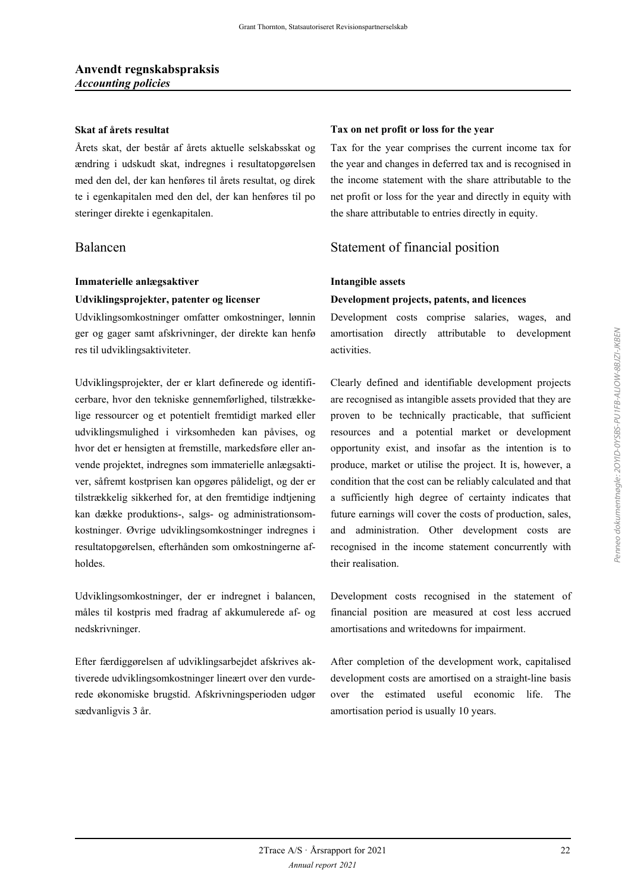# Anvendt regnskabspraksis
*Accounting policies*

**Skat af årets resultat**

Årets skat, der består af årets aktuelle selskabsskat og ændring i udskudt skat, indregnes i resultatopgørelsen med den del, der kan henføres til årets resultat, og direk te i egenkapitalen med den del, der kan henføres til po steringer direkte i egenkapitalen.

**Tax on net profit or loss for the year**

Tax for the year comprises the current income tax for the year and changes in deferred tax and is recognised in the income statement with the share attributable to the net profit or loss for the year and directly in equity with the share attributable to entries directly in equity.

## Balancen

## Statement of financial position

**Immaterielle anlægsaktiver**

**Udviklingsprojekter, patenter og licenser**

Udviklingsomkostninger omfatter omkostninger, lønnin ger og gager samt afskrivninger, der direkte kan henfø res til udviklingsaktiviteter.

Udviklingsprojekter, der er klart definerede og identificerbare, hvor den tekniske gennemførlighed, tilstrækkelige ressourcer og et potentielt fremtidigt marked eller udviklingsmulighed i virksomheden kan påvises, og hvor det er hensigten at fremstille, markedsføre eller anvende projektet, indregnes som immaterielle anlægsaktiver, såfremt kostprisen kan opgøres pålideligt, og der er tilstrækkelig sikkerhed for, at den fremtidige indtjening kan dække produktions-, salgs- og administrationsomkostninger. Øvrige udviklingsomkostninger indregnes i resultatopgørelsen, efterhånden som omkostningerne afholdes.

Udviklingsomkostninger, der er indregnet i balancen, måles til kostpris med fradrag af akkumulerede af- og nedskrivninger.

Efter færdiggørelsen af udviklingsarbejdet afskrives aktiverede udviklingsomkostninger lineært over den vurderede økonomiske brugstid. Afskrivningsperioden udgør sædvanligvis 3 år.

**Intangible assets**

**Development projects, patents, and licences**

Development costs comprise salaries, wages, and amortisation directly attributable to development activities.

Clearly defined and identifiable development projects are recognised as intangible assets provided that they are proven to be technically practicable, that sufficient resources and a potential market or development opportunity exist, and insofar as the intention is to produce, market or utilise the project. It is, however, a condition that the cost can be reliably calculated and that a sufficiently high degree of certainty indicates that future earnings will cover the costs of production, sales, and administration. Other development costs are recognised in the income statement concurrently with their realisation.

Development costs recognised in the statement of financial position are measured at cost less accrued amortisations and writedowns for impairment.

After completion of the development work, capitalised development costs are amortised on a straight-line basis over the estimated useful economic life. The amortisation period is usually 10 years.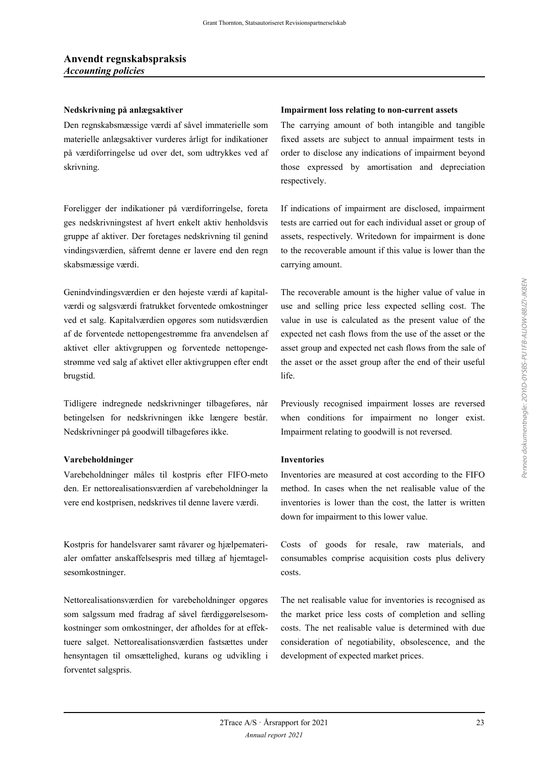## Anvendt regnskabspraksis
*Accounting policies*

**Nedskrivning på anlægsaktiver**

Den regnskabsmæssige værdi af såvel immaterielle som materielle anlægsaktiver vurderes årligt for indikationer på værdiforringelse ud over det, som udtrykkes ved af skrivning.

**Impairment loss relating to non-current assets**

The carrying amount of both intangible and tangible fixed assets are subject to annual impairment tests in order to disclose any indications of impairment beyond those expressed by amortisation and depreciation respectively.

Foreligger der indikationer på værdiforringelse, foreta ges nedskrivningstest af hvert enkelt aktiv henholdsvis gruppe af aktiver. Der foretages nedskrivning til genind vindingsværdien, såfremt denne er lavere end den regn skabsmæssige værdi.

If indications of impairment are disclosed, impairment tests are carried out for each individual asset or group of assets, respectively. Writedown for impairment is done to the recoverable amount if this value is lower than the carrying amount.

Genindvindingsværdien er den højeste værdi af kapitalværdi og salgsværdi fratrukket forventede omkostninger ved et salg. Kapitalværdien opgøres som nutidsværdien af de forventede nettopengestrømme fra anvendelsen af aktivet eller aktivgruppen og forventede nettopengestrømme ved salg af aktivet eller aktivgruppen efter endt brugstid.

The recoverable amount is the higher value of value in use and selling price less expected selling cost. The value in use is calculated as the present value of the expected net cash flows from the use of the asset or the asset group and expected net cash flows from the sale of the asset or the asset group after the end of their useful life.

Tidligere indregnede nedskrivninger tilbageføres, når betingelsen for nedskrivningen ikke længere består. Nedskrivninger på goodwill tilbageføres ikke.

Previously recognised impairment losses are reversed when conditions for impairment no longer exist. Impairment relating to goodwill is not reversed.

**Varebeholdninger**

Varebeholdninger måles til kostpris efter FIFO-meto den. Er nettorealisationsværdien af varebeholdninger la vere end kostprisen, nedskrives til denne lavere værdi.

**Inventories**

Inventories are measured at cost according to the FIFO method. In cases when the net realisable value of the inventories is lower than the cost, the latter is written down for impairment to this lower value.

Kostpris for handelsvarer samt råvarer og hjælpematerialer omfatter anskaffelsespris med tillæg af hjemtagelsesomkostninger.

Costs of goods for resale, raw materials, and consumables comprise acquisition costs plus delivery costs.

Nettorealisationsværdien for varebeholdninger opgøres som salgssum med fradrag af såvel færdiggørelsesomkostninger som omkostninger, der afholdes for at effektuere salget. Nettorealisationsværdien fastsættes under hensyntagen til omsættelighed, kurans og udvikling i forventet salgspris.

The net realisable value for inventories is recognised as the market price less costs of completion and selling costs. The net realisable value is determined with due consideration of negotiability, obsolescence, and the development of expected market prices.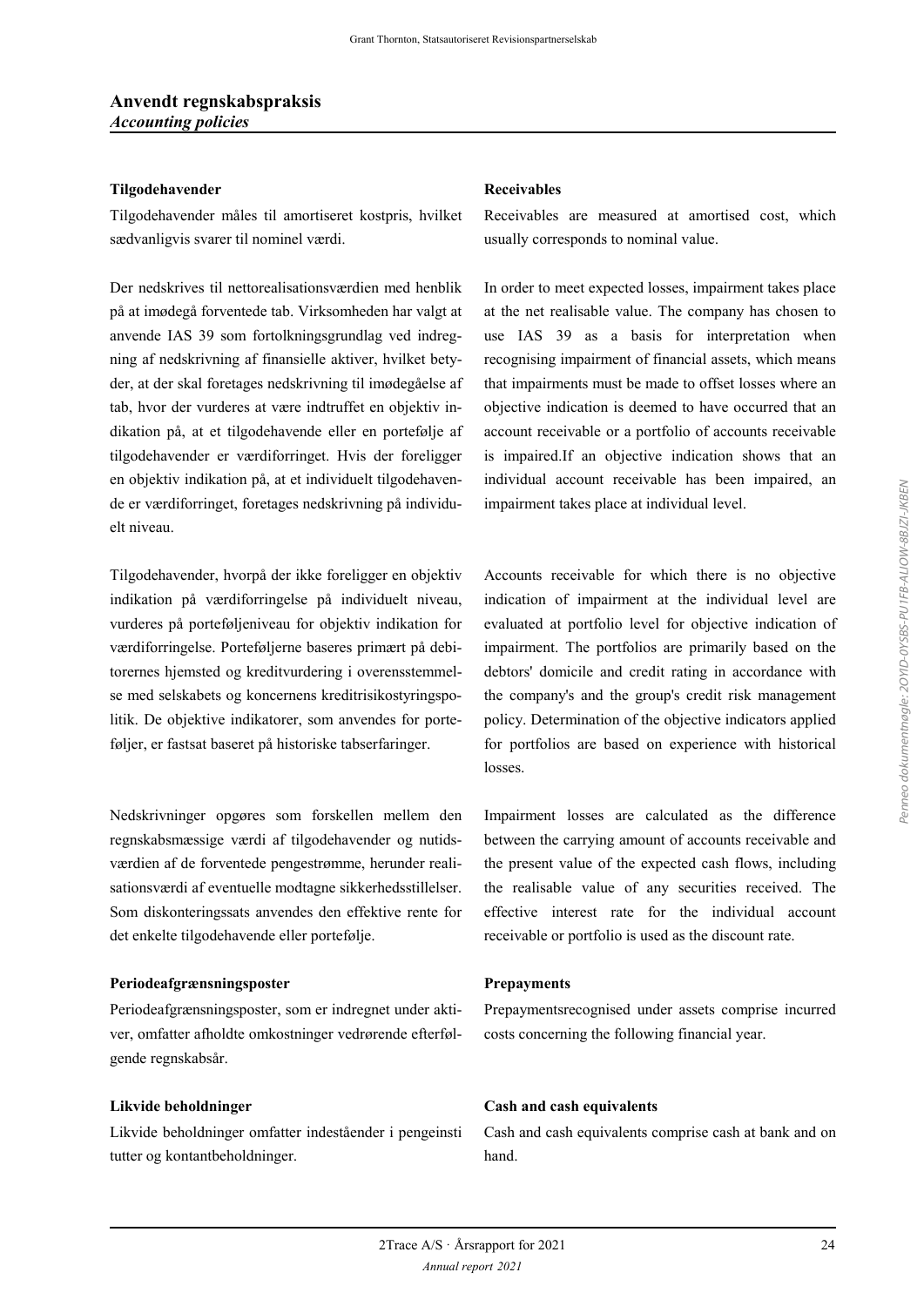# Anvendt regnskabspraksis
*Accounting policies*

### Tilgodehavender

Tilgodehavender måles til amortiseret kostpris, hvilket sædvanligvis svarer til nominel værdi.

Der nedskrives til nettorealisationsværdien med henblik på at imødegå forventede tab. Virksomheden har valgt at anvende IAS 39 som fortolkningsgrundlag ved indregning af nedskrivning af finansielle aktiver, hvilket betyder, at der skal foretages nedskrivning til imødegåelse af tab, hvor der vurderes at være indtruffet en objektiv indikation på, at et tilgodehavende eller en portefølje af tilgodehavender er værdiforringet. Hvis der foreligger en objektiv indikation på, at et individuelt tilgodehavende er værdiforringet, foretages nedskrivning på individuelt niveau.

Tilgodehavender, hvorpå der ikke foreligger en objektiv indikation på værdiforringelse på individuelt niveau, vurderes på porteføljeniveau for objektiv indikation for værdiforringelse. Porteføljerne baseres primært på debitorernes hjemsted og kreditvurdering i overensstemmelse med selskabets og koncernens kreditrisikostyringspolitik. De objektive indikatorer, som anvendes for porteføljer, er fastsat baseret på historiske tabserfaringer.

Nedskrivninger opgøres som forskellen mellem den regnskabsmæssige værdi af tilgodehavender og nutidsværdien af de forventede pengestrømme, herunder realisationsværdi af eventuelle modtagne sikkerhedsstillelser. Som diskonteringssats anvendes den effektive rente for det enkelte tilgodehavende eller portefølje.

### Receivables

Receivables are measured at amortised cost, which usually corresponds to nominal value.

In order to meet expected losses, impairment takes place at the net realisable value. The company has chosen to use IAS 39 as a basis for interpretation when recognising impairment of financial assets, which means that impairments must be made to offset losses where an objective indication is deemed to have occurred that an account receivable or a portfolio of accounts receivable is impaired.If an objective indication shows that an individual account receivable has been impaired, an impairment takes place at individual level.

Accounts receivable for which there is no objective indication of impairment at the individual level are evaluated at portfolio level for objective indication of impairment. The portfolios are primarily based on the debtors' domicile and credit rating in accordance with the company's and the group's credit risk management policy. Determination of the objective indicators applied for portfolios are based on experience with historical losses.

Impairment losses are calculated as the difference between the carrying amount of accounts receivable and the present value of the expected cash flows, including the realisable value of any securities received. The effective interest rate for the individual account receivable or portfolio is used as the discount rate.

### Periodeafgrænsningsposter

Periodeafgrænsningsposter, som er indregnet under aktiver, omfatter afholdte omkostninger vedrørende efterfølgende regnskabsår.

### Prepayments

Prepaymentsrecognised under assets comprise incurred costs concerning the following financial year.

### Likvide beholdninger

Likvide beholdninger omfatter indeståender i pengeinstitutter og kontantbeholdninger.

### Cash and cash equivalents

Cash and cash equivalents comprise cash at bank and on hand.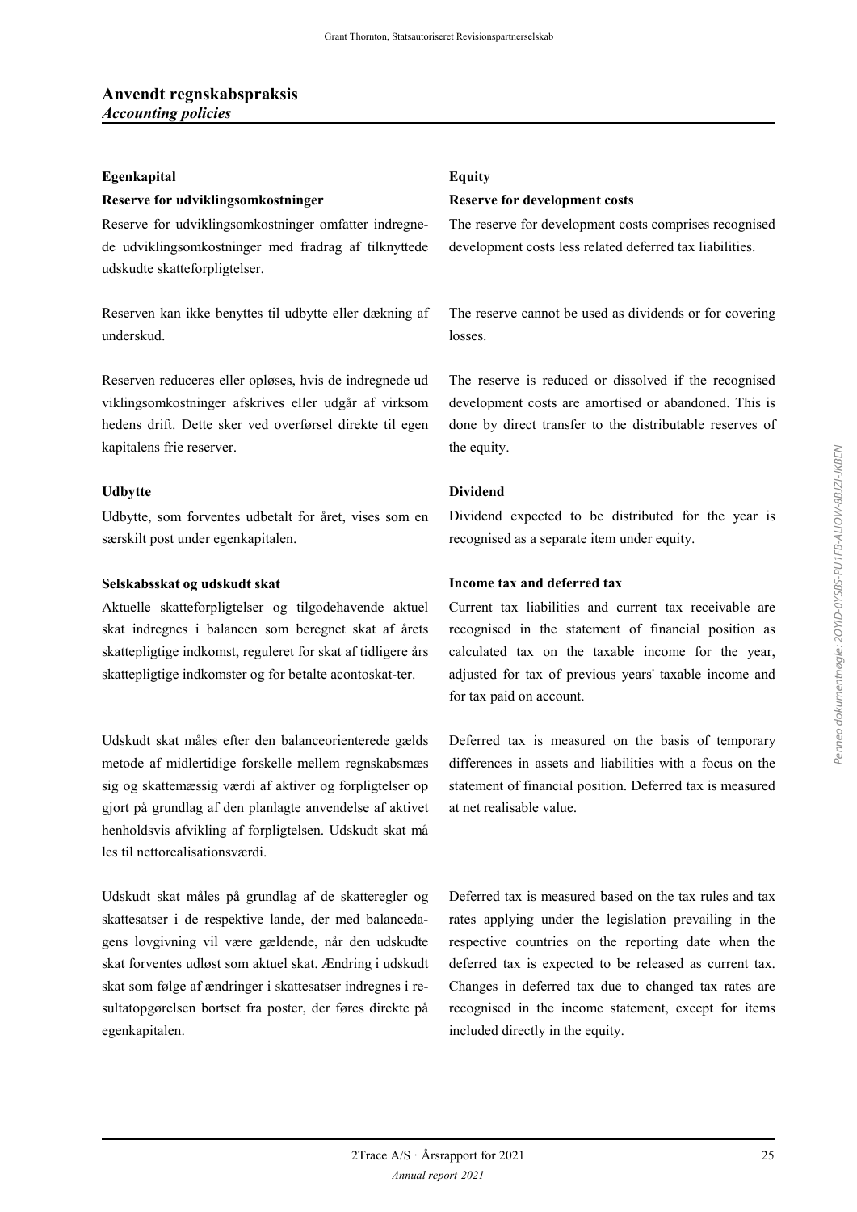## Anvendt regnskabspraksis
*Accounting policies*

### Egenkapital

#### Reserve for udviklingsomkostninger

Reserve for udviklingsomkostninger omfatter indregnede udviklingsomkostninger med fradrag af tilknyttede udskudte skatteforpligtelser.

Reserven kan ikke benyttes til udbytte eller dækning af underskud.

Reserven reduceres eller opløses, hvis de indregnede udviklingsomkostninger afskrives eller udgår af virksomhedens drift. Dette sker ved overførsel direkte til egenkapitalens frie reserver.

#### Udbytte

Udbytte, som forventes udbetalt for året, vises som en særskilt post under egenkapitalen.

#### Selskabsskat og udskudt skat

Aktuelle skatteforpligtelser og tilgodehavende aktuel skat indregnes i balancen som beregnet skat af årets skattepligtige indkomst, reguleret for skat af tidligere års skattepligtige indkomster og for betalte acontoskat-ter.

Udskudt skat måles efter den balanceorienterede gældsmetode af midlertidige forskelle mellem regnskabsmæssig og skattemæssig værdi af aktiver og forpligtelser opgjort på grundlag af den planlagte anvendelse af aktivet henholdsvis afvikling af forpligtelsen. Udskudt skat måles til nettorealisationsværdi.

Udskudt skat måles på grundlag af de skatteregler og skattesatser i de respektive lande, der med balancedagens lovgivning vil være gældende, når den udskudte skat forventes udløst som aktuel skat. Ændring i udskudt skat som følge af ændringer i skattesatser indregnes i resultatopgørelsen bortset fra poster, der føres direkte på egenkapitalen.

### Equity

#### Reserve for development costs

The reserve for development costs comprises recognised development costs less related deferred tax liabilities.

The reserve cannot be used as dividends or for covering losses.

The reserve is reduced or dissolved if the recognised development costs are amortised or abandoned. This is done by direct transfer to the distributable reserves of the equity.

#### Dividend

Dividend expected to be distributed for the year is recognised as a separate item under equity.

#### Income tax and deferred tax

Current tax liabilities and current tax receivable are recognised in the statement of financial position as calculated tax on the taxable income for the year, adjusted for tax of previous years' taxable income and for tax paid on account.

Deferred tax is measured on the basis of temporary differences in assets and liabilities with a focus on the statement of financial position. Deferred tax is measured at net realisable value.

Deferred tax is measured based on the tax rules and tax rates applying under the legislation prevailing in the respective countries on the reporting date when the deferred tax is expected to be released as current tax. Changes in deferred tax due to changed tax rates are recognised in the income statement, except for items included directly in the equity.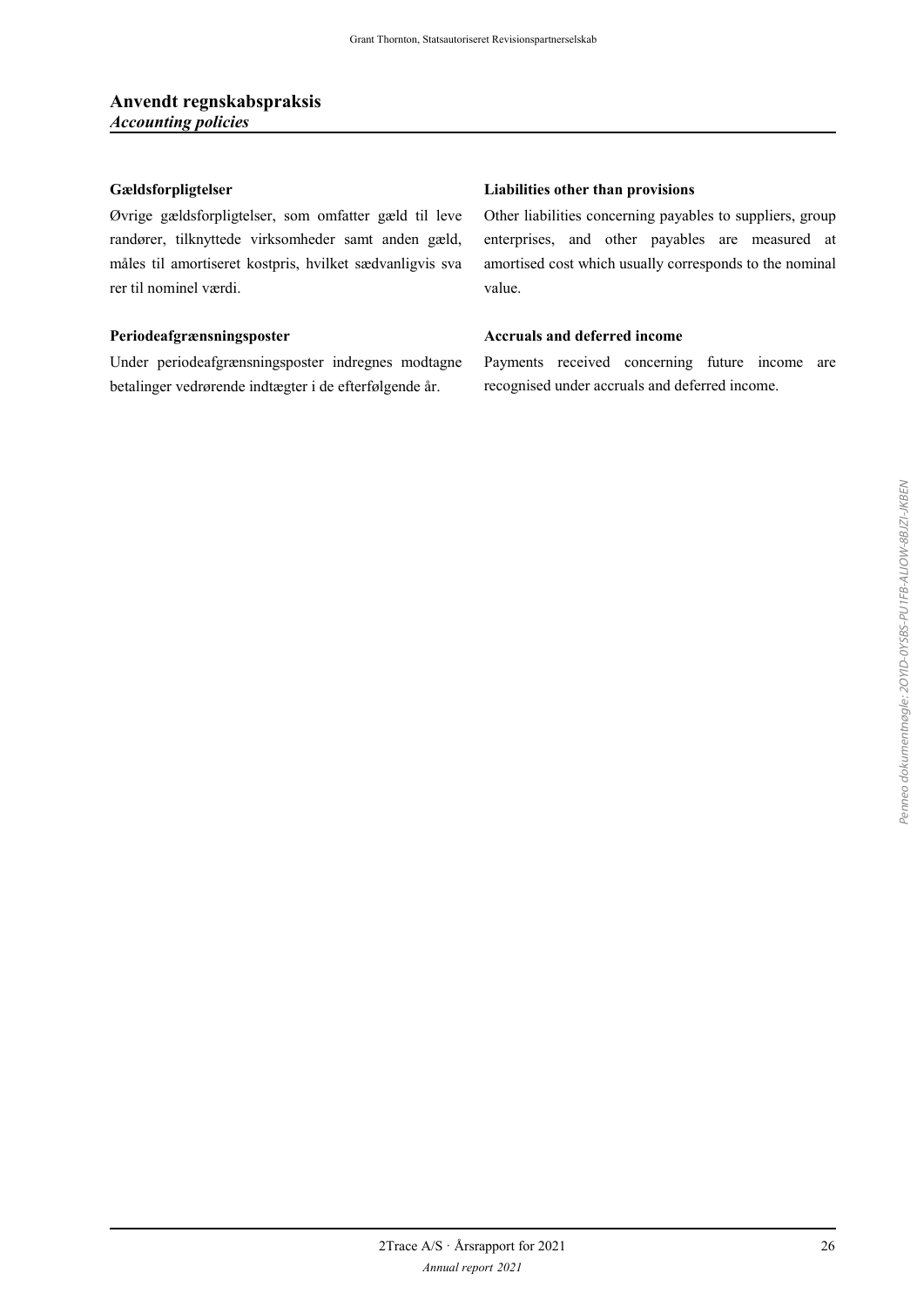## Anvendt regnskabspraksis
*Accounting policies*

**Gældsforpligtelser**

Øvrige gældsforpligtelser, som omfatter gæld til leverandører, tilknyttede virksomheder samt anden gæld, måles til amortiseret kostpris, hvilket sædvanligvis svarer til nominel værdi.

**Liabilities other than provisions**

Other liabilities concerning payables to suppliers, group enterprises, and other payables are measured at amortised cost which usually corresponds to the nominal value.

**Periodeafgrænsningsposter**

Under periodeafgrænsningsposter indregnes modtagne betalinger vedrørende indtægter i de efterfølgende år.

**Accruals and deferred income**

Payments received concerning future income are recognised under accruals and deferred income.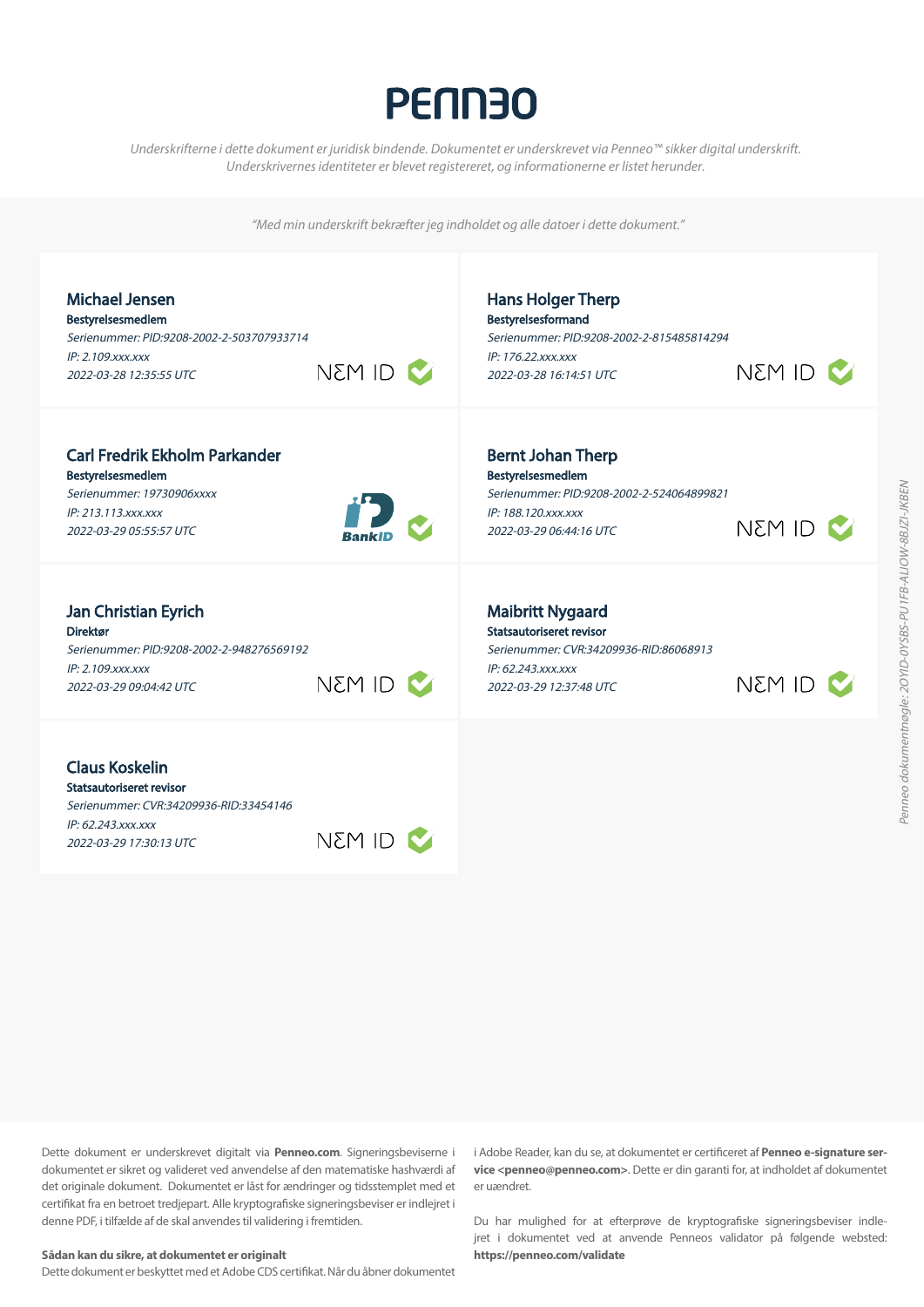# PENN30

*Underskrifterne i dette dokument er juridisk bindende. Dokumentet er underskrevet via Penneo™ sikker digital underskrift. Underskrivernes identiteter er blevet registereret, og informationerne er listet herunder.*

*"Med min underskrift bekræfter jeg indholdet og alle datoer i dette dokument."*

**Michael Jensen**
**Bestyrelsesmedlem**
*Serienummer: PID:9208-2002-2-503707933714*
*IP: 2.109.xxx.xxx*
*2022-03-28 12:35:55 UTC*
NEM ID

**Hans Holger Therp**
**Bestyrelsesformand**
*Serienummer: PID:9208-2002-2-815485814294*
*IP: 176.22.xxx.xxx*
*2022-03-28 16:14:51 UTC*
NEM ID

**Carl Fredrik Ekholm Parkander**
**Bestyrelsesmedlem**
*Serienummer: 19730906xxxx*
*IP: 213.113.xxx.xxx*
*2022-03-29 05:55:57 UTC*
BankID

**Bernt Johan Therp**
**Bestyrelsesmedlem**
*Serienummer: PID:9208-2002-2-524064899821*
*IP: 188.120.xxx.xxx*
*2022-03-29 06:44:16 UTC*
NEM ID

**Jan Christian Eyrich**
**Direktør**
*Serienummer: PID:9208-2002-2-948276569192*
*IP: 2.109.xxx.xxx*
*2022-03-29 09:04:42 UTC*
NEM ID

**Maibritt Nygaard**
**Statsautoriseret revisor**
*Serienummer: CVR:34209936-RID:86068913*
*IP: 62.243.xxx.xxx*
*2022-03-29 12:37:48 UTC*
NEM ID

**Claus Koskelin**
**Statsautoriseret revisor**
*Serienummer: CVR:34209936-RID:33454146*
*IP: 62.243.xxx.xxx*
*2022-03-29 17:30:13 UTC*
NEM ID

*Penneo dokumentnøgle: 2OYID-0YSBS-PU1FB-AUOW-8BJZI-JKBEN*

Dette dokument er underskrevet digitalt via **Penneo.com**. Signeringsbeviserne i dokumentet er sikret og valideret ved anvendelse af den matematiske hashværdi af det originale dokument. Dokumentet er låst for ændringer og tidsstemplet med et certifikat fra en betroet tredjepart. Alle kryptografiske signeringsbeviser er indlejret i denne PDF, i tilfælde af de skal anvendes til validering i fremtiden.

**Sådan kan du sikre, at dokumentet er originalt**

Dette dokument er beskyttet med et Adobe CDS certifikat. Når du åbner dokumentet i Adobe Reader, kan du se, at dokumentet er certificeret af **Penneo e-signature service <penneo@penneo.com>**. Dette er din garanti for, at indholdet af dokumentet er uændret.

Du har mulighed for at efterprøve de kryptografiske signeringsbeviser indlejret i dokumentet ved at anvende Penneos validator på følgende websted: **https://penneo.com/validate**